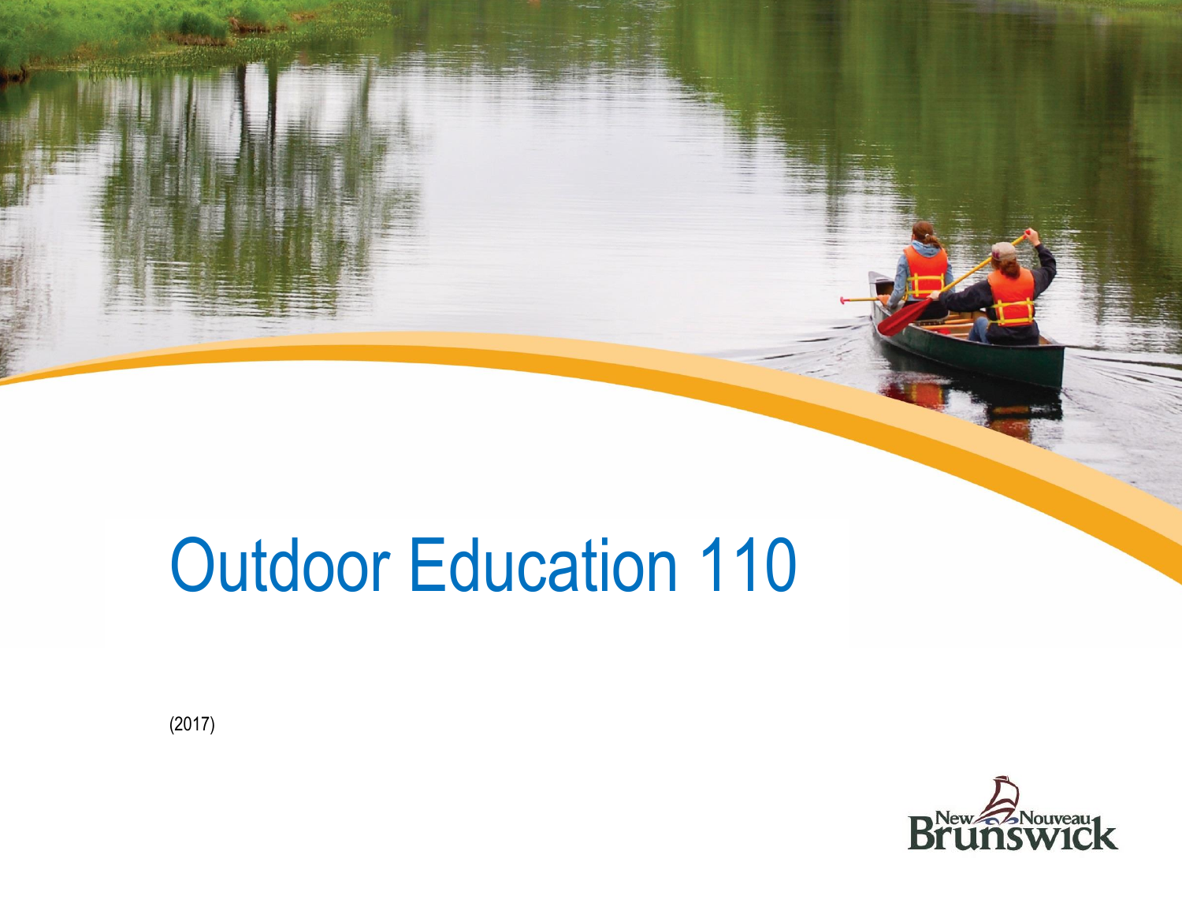# Outdoor Education 110

(2017)

New Nouveau Brunswick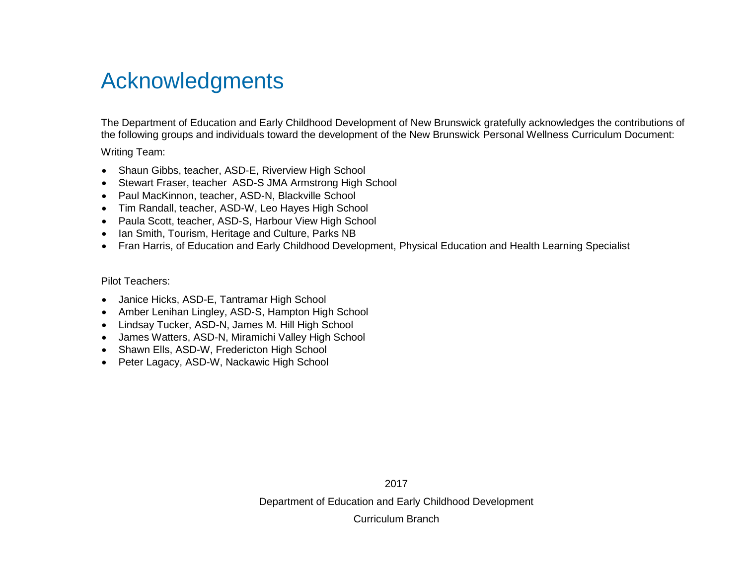# Acknowledgments

The Department of Education and Early Childhood Development of New Brunswick gratefully acknowledges the contributions of the following groups and individuals toward the development of the New Brunswick Personal Wellness Curriculum Document:

Writing Team:

- Shaun Gibbs, teacher, ASD-E, Riverview High School
- Stewart Fraser, teacher  ASD-S JMA Armstrong High School
- Paul MacKinnon, teacher, ASD-N, Blackville School
- Tim Randall, teacher, ASD-W, Leo Hayes High School
- Paula Scott, teacher, ASD-S, Harbour View High School
- Ian Smith, Tourism, Heritage and Culture, Parks NB
- Fran Harris, of Education and Early Childhood Development, Physical Education and Health Learning Specialist

Pilot Teachers:

- Janice Hicks, ASD-E, Tantramar High School
- Amber Lenihan Lingley, ASD-S, Hampton High School
- Lindsay Tucker, ASD-N, James M. Hill High School
- James Watters, ASD-N, Miramichi Valley High School
- Shawn Ells, ASD-W, Fredericton High School
- Peter Lagacy, ASD-W, Nackawic High School

2017

Department of Education and Early Childhood Development

Curriculum Branch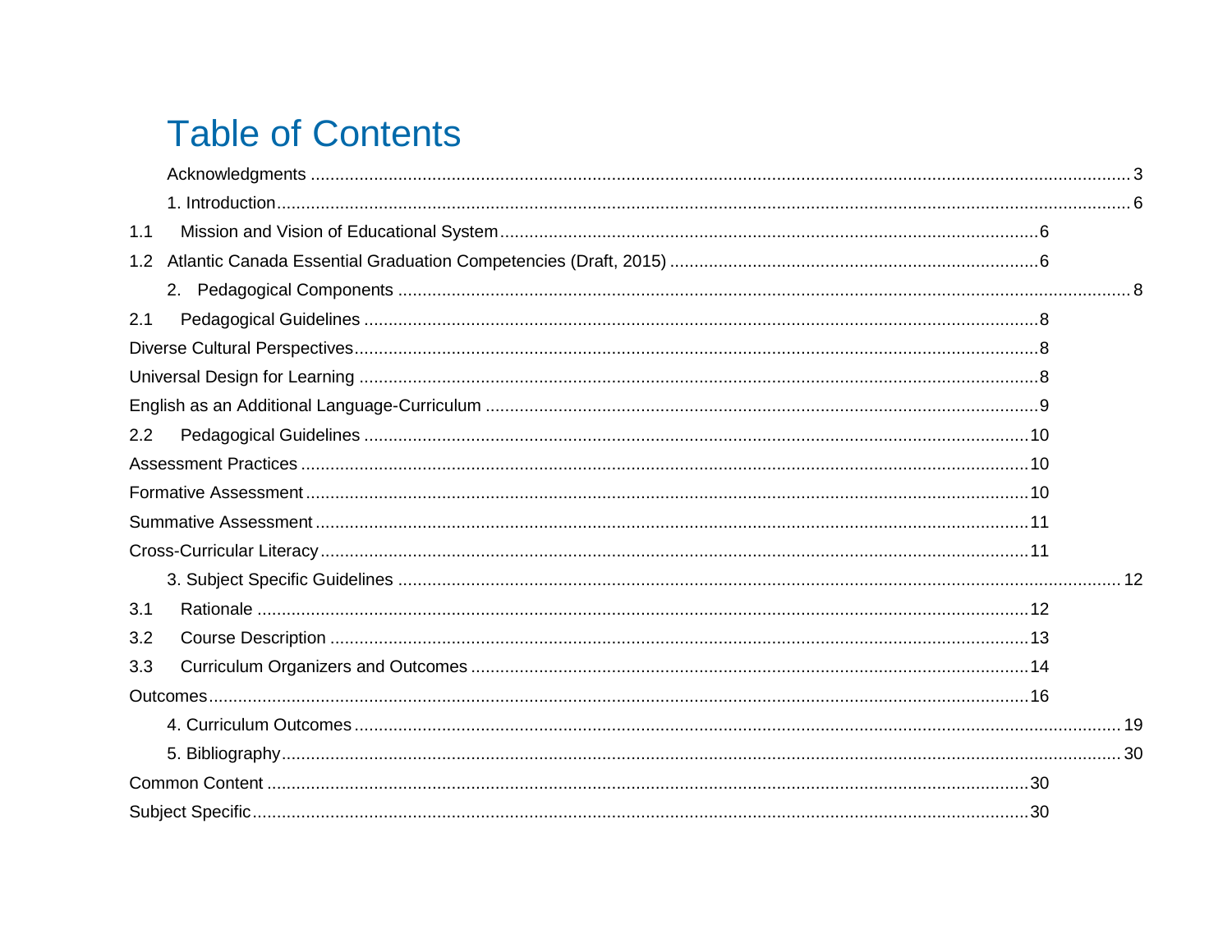# Table of Contents

Acknowledgments ..... 3

1. Introduction ..... 6

1.1 Mission and Vision of Educational System ..... 6

1.2 Atlantic Canada Essential Graduation Competencies (Draft, 2015) ..... 6

2. Pedagogical Components ..... 8

2.1 Pedagogical Guidelines ..... 8

Diverse Cultural Perspectives ..... 8

Universal Design for Learning ..... 8

English as an Additional Language-Curriculum ..... 9

2.2 Pedagogical Guidelines ..... 10

Assessment Practices ..... 10

Formative Assessment ..... 10

Summative Assessment ..... 11

Cross-Curricular Literacy ..... 11

3. Subject Specific Guidelines ..... 12

3.1 Rationale ..... 12

3.2 Course Description ..... 13

3.3 Curriculum Organizers and Outcomes ..... 14

Outcomes ..... 16

4. Curriculum Outcomes ..... 19

5. Bibliography ..... 30

Common Content ..... 30

Subject Specific ..... 30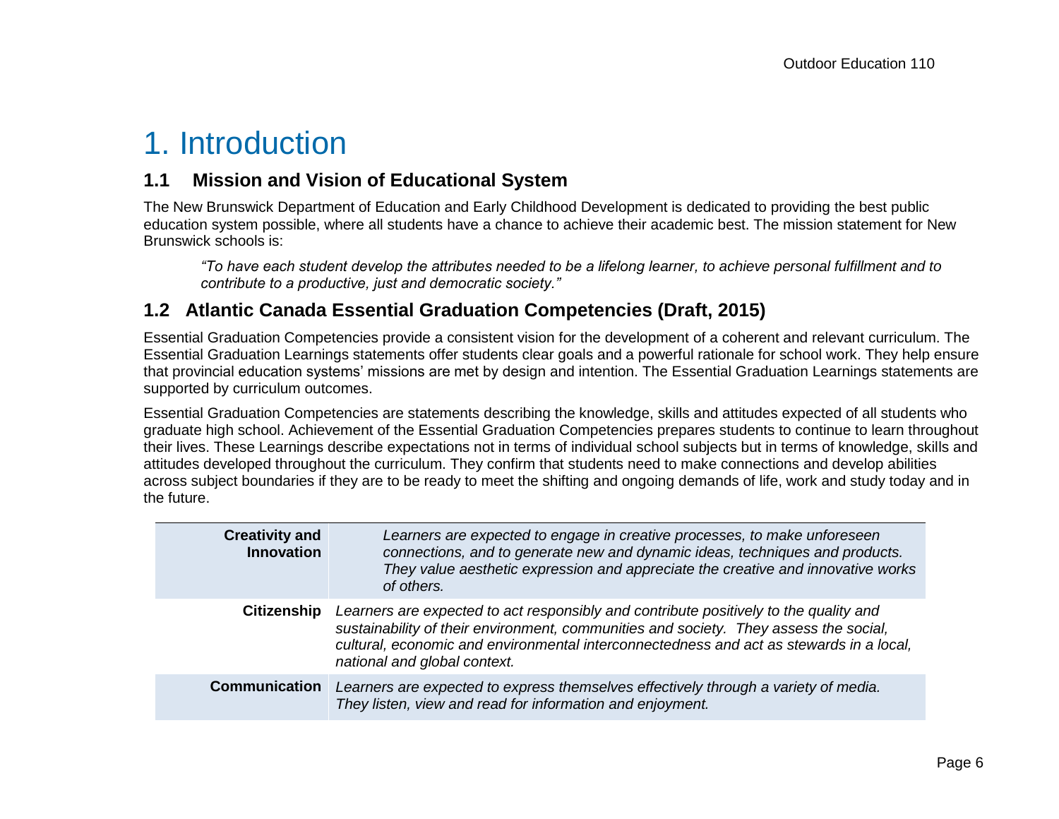# 1. Introduction

## 1.1 Mission and Vision of Educational System

The New Brunswick Department of Education and Early Childhood Development is dedicated to providing the best public education system possible, where all students have a chance to achieve their academic best. The mission statement for New Brunswick schools is:

> *"To have each student develop the attributes needed to be a lifelong learner, to achieve personal fulfillment and to contribute to a productive, just and democratic society."*

## 1.2 Atlantic Canada Essential Graduation Competencies (Draft, 2015)

Essential Graduation Competencies provide a consistent vision for the development of a coherent and relevant curriculum. The Essential Graduation Learnings statements offer students clear goals and a powerful rationale for school work. They help ensure that provincial education systems' missions are met by design and intention. The Essential Graduation Learnings statements are supported by curriculum outcomes.

Essential Graduation Competencies are statements describing the knowledge, skills and attitudes expected of all students who graduate high school. Achievement of the Essential Graduation Competencies prepares students to continue to learn throughout their lives. These Learnings describe expectations not in terms of individual school subjects but in terms of knowledge, skills and attitudes developed throughout the curriculum. They confirm that students need to make connections and develop abilities across subject boundaries if they are to be ready to meet the shifting and ongoing demands of life, work and study today and in the future.

| | |
|---|---|
| **Creativity and Innovation** | *Learners are expected to engage in creative processes, to make unforeseen connections, and to generate new and dynamic ideas, techniques and products. They value aesthetic expression and appreciate the creative and innovative works of others.* |
| **Citizenship** | *Learners are expected to act responsibly and contribute positively to the quality and sustainability of their environment, communities and society. They assess the social, cultural, economic and environmental interconnectedness and act as stewards in a local, national and global context.* |
| **Communication** | *Learners are expected to express themselves effectively through a variety of media. They listen, view and read for information and enjoyment.* |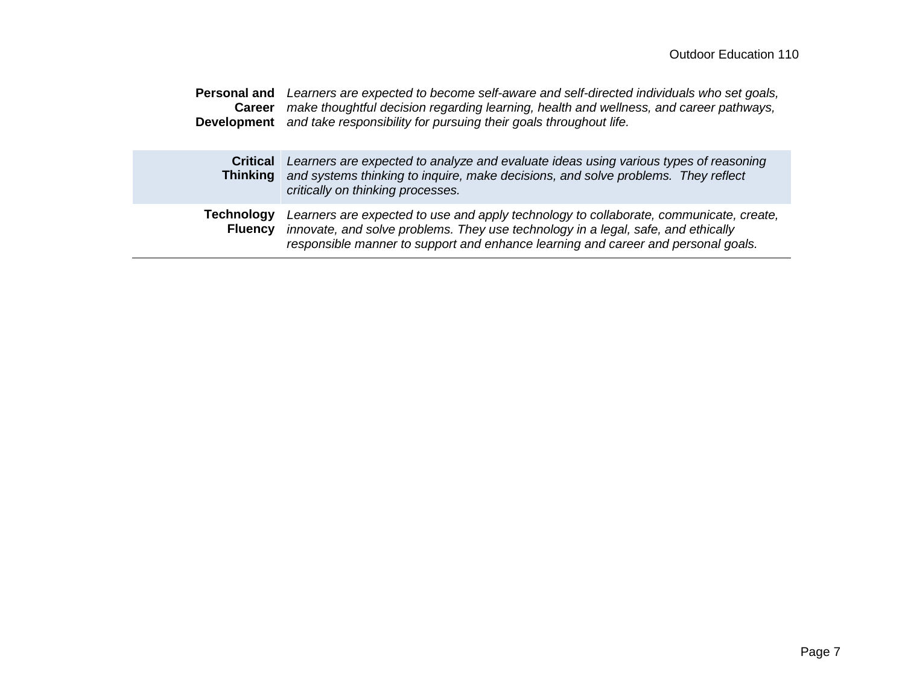| | |
|---|---|
| **Personal and Career Development** | *Learners are expected to become self-aware and self-directed individuals who set goals, make thoughtful decision regarding learning, health and wellness, and career pathways, and take responsibility for pursuing their goals throughout life.* |
| **Critical Thinking** | *Learners are expected to analyze and evaluate ideas using various types of reasoning and systems thinking to inquire, make decisions, and solve problems. They reflect critically on thinking processes.* |
| **Technology Fluency** | *Learners are expected to use and apply technology to collaborate, communicate, create, innovate, and solve problems. They use technology in a legal, safe, and ethically responsible manner to support and enhance learning and career and personal goals.* |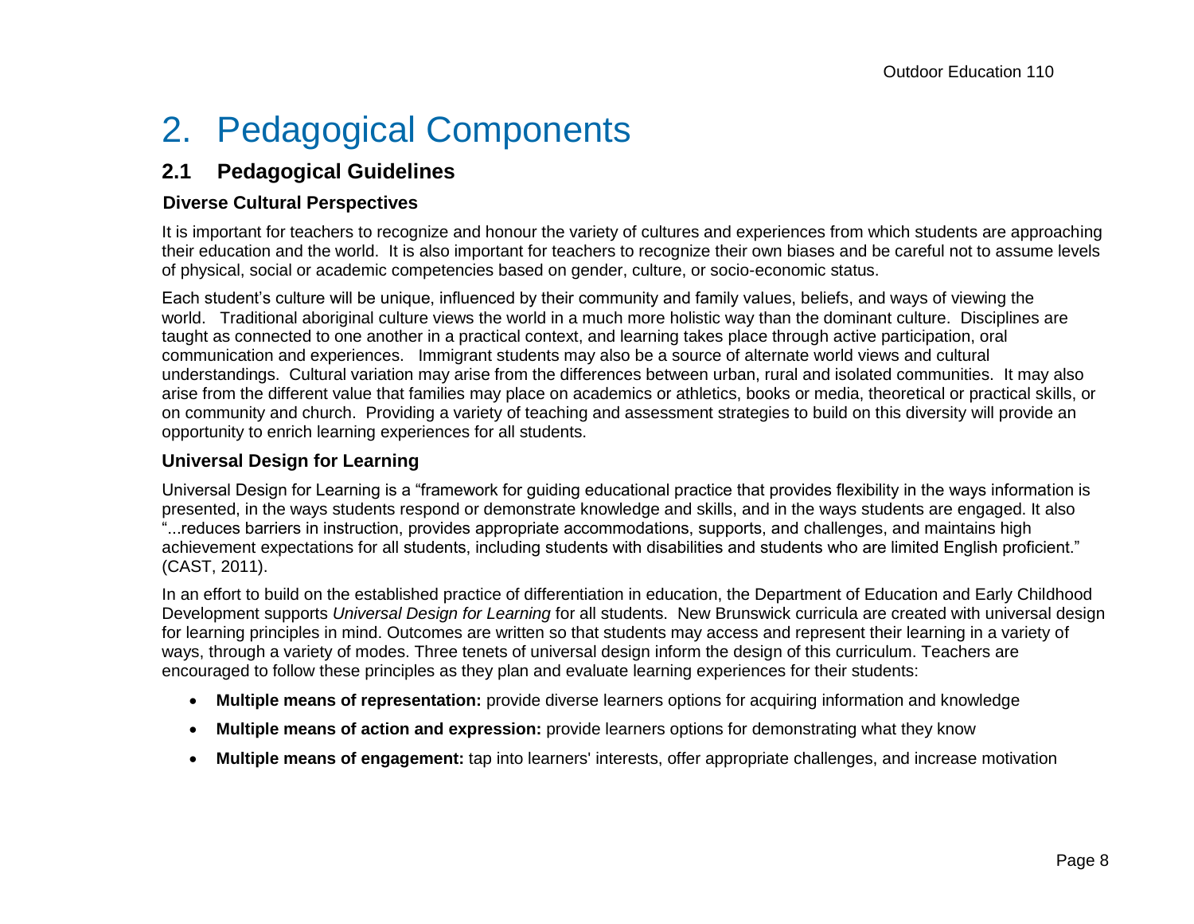# 2. Pedagogical Components

## 2.1 Pedagogical Guidelines

### Diverse Cultural Perspectives

It is important for teachers to recognize and honour the variety of cultures and experiences from which students are approaching their education and the world. It is also important for teachers to recognize their own biases and be careful not to assume levels of physical, social or academic competencies based on gender, culture, or socio-economic status.

Each student's culture will be unique, influenced by their community and family values, beliefs, and ways of viewing the world. Traditional aboriginal culture views the world in a much more holistic way than the dominant culture. Disciplines are taught as connected to one another in a practical context, and learning takes place through active participation, oral communication and experiences. Immigrant students may also be a source of alternate world views and cultural understandings. Cultural variation may arise from the differences between urban, rural and isolated communities. It may also arise from the different value that families may place on academics or athletics, books or media, theoretical or practical skills, or on community and church. Providing a variety of teaching and assessment strategies to build on this diversity will provide an opportunity to enrich learning experiences for all students.

### Universal Design for Learning

Universal Design for Learning is a "framework for guiding educational practice that provides flexibility in the ways information is presented, in the ways students respond or demonstrate knowledge and skills, and in the ways students are engaged. It also "...reduces barriers in instruction, provides appropriate accommodations, supports, and challenges, and maintains high achievement expectations for all students, including students with disabilities and students who are limited English proficient." (CAST, 2011).

In an effort to build on the established practice of differentiation in education, the Department of Education and Early Childhood Development supports *Universal Design for Learning* for all students. New Brunswick curricula are created with universal design for learning principles in mind. Outcomes are written so that students may access and represent their learning in a variety of ways, through a variety of modes. Three tenets of universal design inform the design of this curriculum. Teachers are encouraged to follow these principles as they plan and evaluate learning experiences for their students:

- **Multiple means of representation:** provide diverse learners options for acquiring information and knowledge
- **Multiple means of action and expression:** provide learners options for demonstrating what they know
- **Multiple means of engagement:** tap into learners' interests, offer appropriate challenges, and increase motivation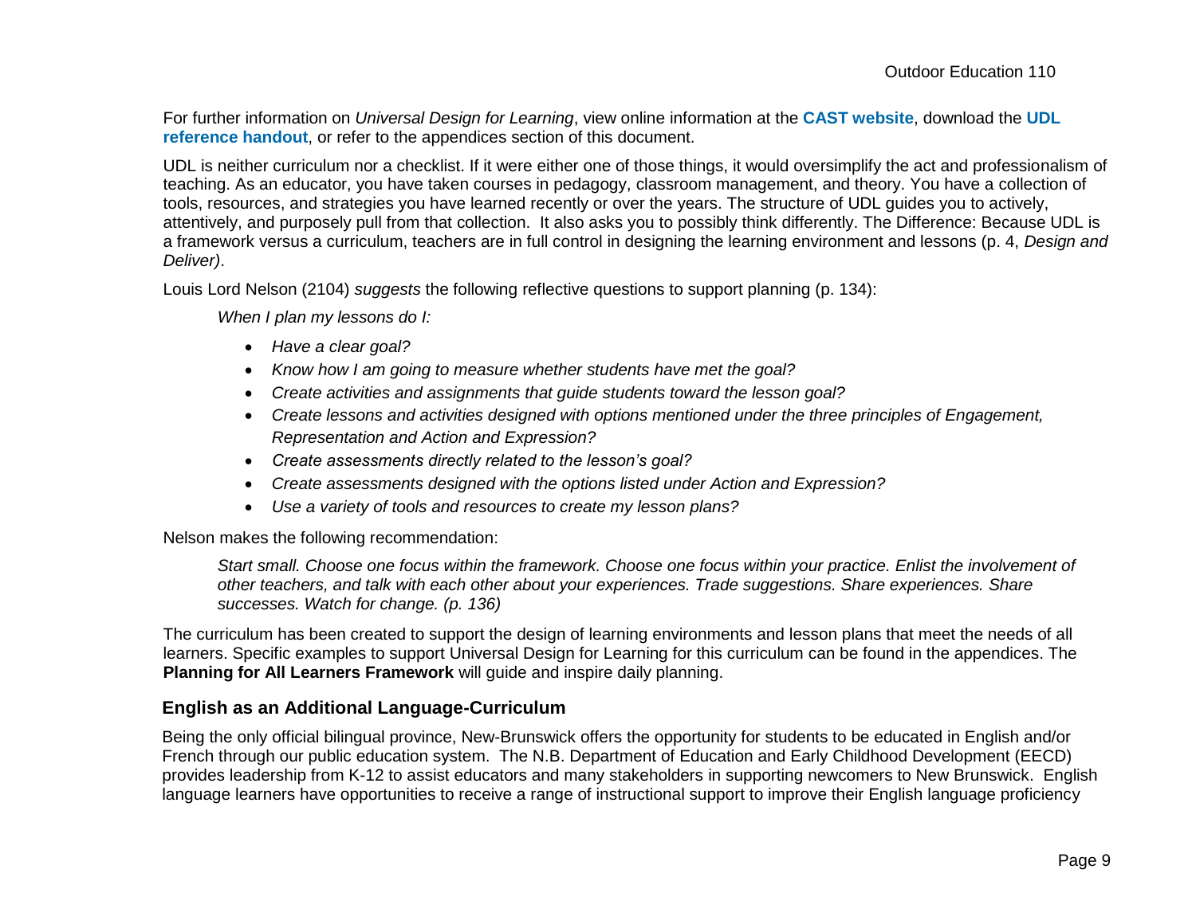For further information on *Universal Design for Learning*, view online information at the **CAST website**, download the **UDL reference handout**, or refer to the appendices section of this document.

UDL is neither curriculum nor a checklist. If it were either one of those things, it would oversimplify the act and professionalism of teaching. As an educator, you have taken courses in pedagogy, classroom management, and theory. You have a collection of tools, resources, and strategies you have learned recently or over the years. The structure of UDL guides you to actively, attentively, and purposely pull from that collection. It also asks you to possibly think differently. The Difference: Because UDL is a framework versus a curriculum, teachers are in full control in designing the learning environment and lessons (p. 4, *Design and Deliver)*.

Louis Lord Nelson (2104) *suggests* the following reflective questions to support planning (p. 134):

*When I plan my lessons do I:*

- *Have a clear goal?*
- *Know how I am going to measure whether students have met the goal?*
- *Create activities and assignments that guide students toward the lesson goal?*
- *Create lessons and activities designed with options mentioned under the three principles of Engagement, Representation and Action and Expression?*
- *Create assessments directly related to the lesson's goal?*
- *Create assessments designed with the options listed under Action and Expression?*
- *Use a variety of tools and resources to create my lesson plans?*

Nelson makes the following recommendation:

> *Start small. Choose one focus within the framework. Choose one focus within your practice. Enlist the involvement of other teachers, and talk with each other about your experiences. Trade suggestions. Share experiences. Share successes. Watch for change. (p. 136)*

The curriculum has been created to support the design of learning environments and lesson plans that meet the needs of all learners. Specific examples to support Universal Design for Learning for this curriculum can be found in the appendices. The **Planning for All Learners Framework** will guide and inspire daily planning.

### English as an Additional Language-Curriculum

Being the only official bilingual province, New-Brunswick offers the opportunity for students to be educated in English and/or French through our public education system. The N.B. Department of Education and Early Childhood Development (EECD) provides leadership from K-12 to assist educators and many stakeholders in supporting newcomers to New Brunswick. English language learners have opportunities to receive a range of instructional support to improve their English language proficiency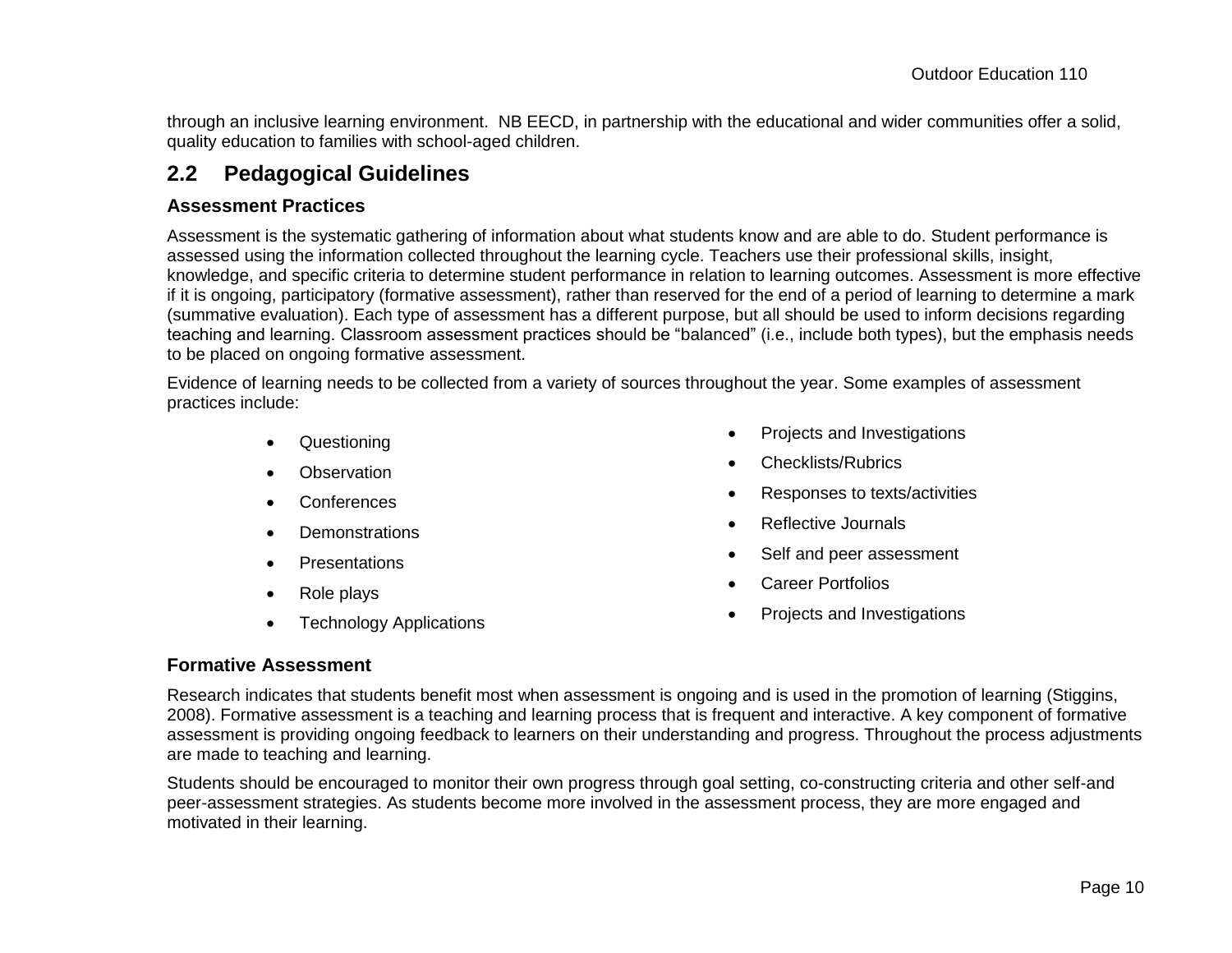through an inclusive learning environment. NB EECD, in partnership with the educational and wider communities offer a solid, quality education to families with school-aged children.

## 2.2 Pedagogical Guidelines

### Assessment Practices

Assessment is the systematic gathering of information about what students know and are able to do. Student performance is assessed using the information collected throughout the learning cycle. Teachers use their professional skills, insight, knowledge, and specific criteria to determine student performance in relation to learning outcomes. Assessment is more effective if it is ongoing, participatory (formative assessment), rather than reserved for the end of a period of learning to determine a mark (summative evaluation). Each type of assessment has a different purpose, but all should be used to inform decisions regarding teaching and learning. Classroom assessment practices should be "balanced" (i.e., include both types), but the emphasis needs to be placed on ongoing formative assessment.

Evidence of learning needs to be collected from a variety of sources throughout the year. Some examples of assessment practices include:

- Questioning
- Observation
- Conferences
- Demonstrations
- Presentations
- Role plays
- Technology Applications
- Projects and Investigations
- Checklists/Rubrics
- Responses to texts/activities
- Reflective Journals
- Self and peer assessment
- Career Portfolios
- Projects and Investigations

### Formative Assessment

Research indicates that students benefit most when assessment is ongoing and is used in the promotion of learning (Stiggins, 2008). Formative assessment is a teaching and learning process that is frequent and interactive. A key component of formative assessment is providing ongoing feedback to learners on their understanding and progress. Throughout the process adjustments are made to teaching and learning.

Students should be encouraged to monitor their own progress through goal setting, co-constructing criteria and other self-and peer-assessment strategies. As students become more involved in the assessment process, they are more engaged and motivated in their learning.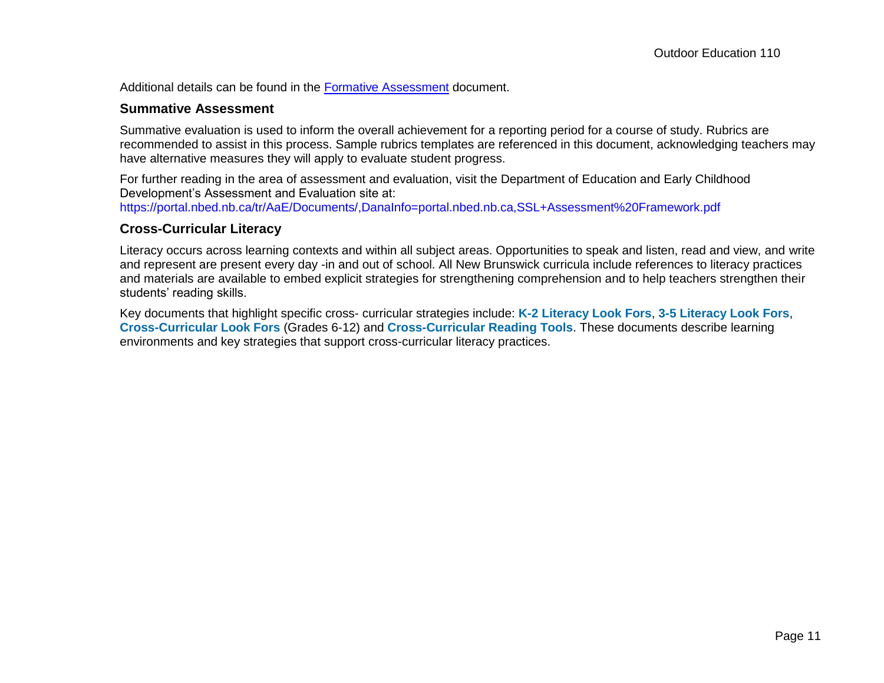Additional details can be found in the [Formative Assessment] document.

## Summative Assessment

Summative evaluation is used to inform the overall achievement for a reporting period for a course of study. Rubrics are recommended to assist in this process. Sample rubrics templates are referenced in this document, acknowledging teachers may have alternative measures they will apply to evaluate student progress.

For further reading in the area of assessment and evaluation, visit the Department of Education and Early Childhood Development's Assessment and Evaluation site at:
https://portal.nbed.nb.ca/tr/AaE/Documents/,DanaInfo=portal.nbed.nb.ca,SSL+Assessment%20Framework.pdf

## Cross-Curricular Literacy

Literacy occurs across learning contexts and within all subject areas. Opportunities to speak and listen, read and view, and write and represent are present every day -in and out of school. All New Brunswick curricula include references to literacy practices and materials are available to embed explicit strategies for strengthening comprehension and to help teachers strengthen their students' reading skills.

Key documents that highlight specific cross- curricular strategies include: **K-2 Literacy Look Fors**, **3-5 Literacy Look Fors**, **Cross-Curricular Look Fors** (Grades 6-12) and **Cross-Curricular Reading Tools**. These documents describe learning environments and key strategies that support cross-curricular literacy practices.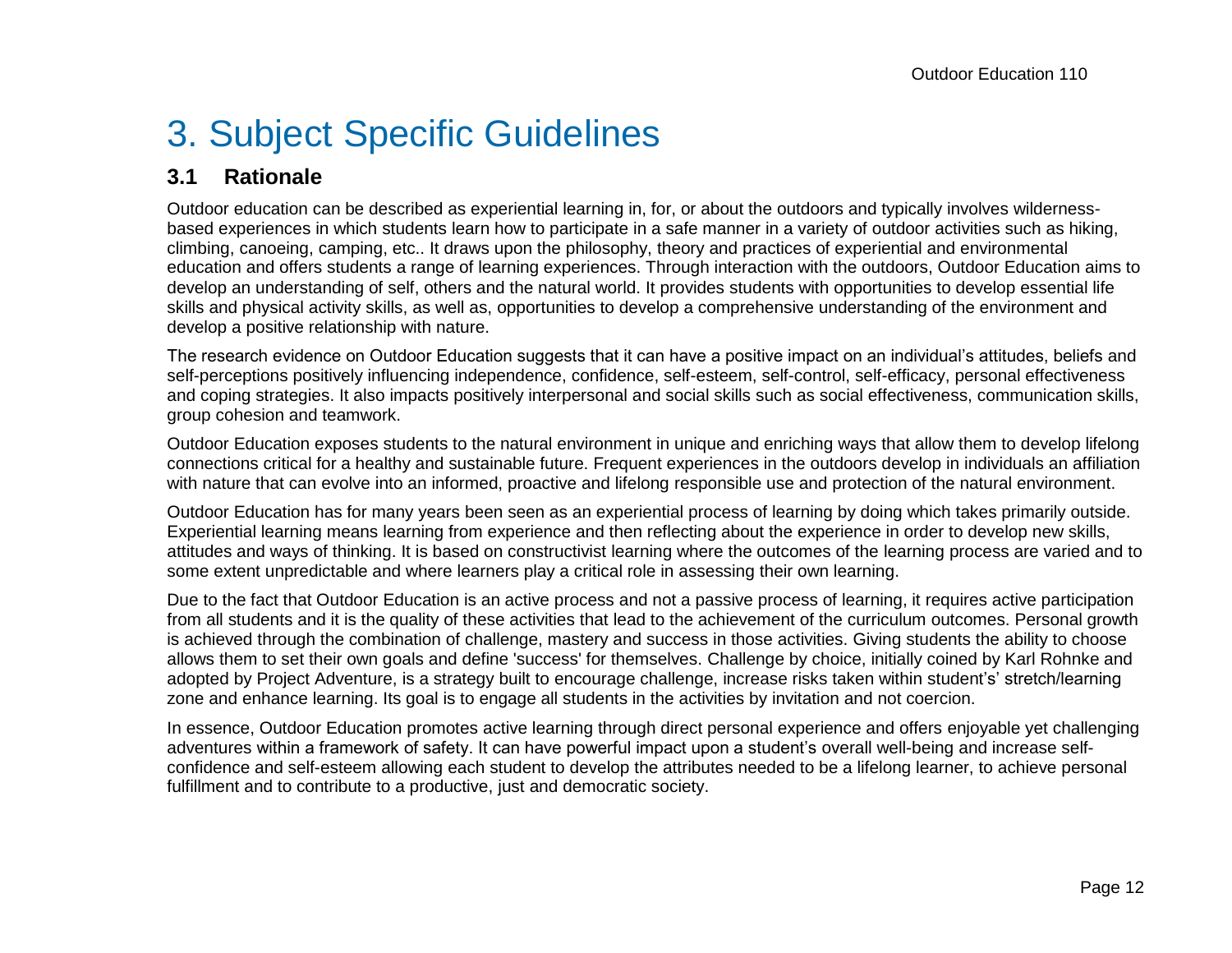# 3. Subject Specific Guidelines

## 3.1 Rationale

Outdoor education can be described as experiential learning in, for, or about the outdoors and typically involves wilderness-based experiences in which students learn how to participate in a safe manner in a variety of outdoor activities such as hiking, climbing, canoeing, camping, etc.. It draws upon the philosophy, theory and practices of experiential and environmental education and offers students a range of learning experiences. Through interaction with the outdoors, Outdoor Education aims to develop an understanding of self, others and the natural world. It provides students with opportunities to develop essential life skills and physical activity skills, as well as, opportunities to develop a comprehensive understanding of the environment and develop a positive relationship with nature.

The research evidence on Outdoor Education suggests that it can have a positive impact on an individual's attitudes, beliefs and self-perceptions positively influencing independence, confidence, self-esteem, self-control, self-efficacy, personal effectiveness and coping strategies. It also impacts positively interpersonal and social skills such as social effectiveness, communication skills, group cohesion and teamwork.

Outdoor Education exposes students to the natural environment in unique and enriching ways that allow them to develop lifelong connections critical for a healthy and sustainable future. Frequent experiences in the outdoors develop in individuals an affiliation with nature that can evolve into an informed, proactive and lifelong responsible use and protection of the natural environment.

Outdoor Education has for many years been seen as an experiential process of learning by doing which takes primarily outside. Experiential learning means learning from experience and then reflecting about the experience in order to develop new skills, attitudes and ways of thinking. It is based on constructivist learning where the outcomes of the learning process are varied and to some extent unpredictable and where learners play a critical role in assessing their own learning.

Due to the fact that Outdoor Education is an active process and not a passive process of learning, it requires active participation from all students and it is the quality of these activities that lead to the achievement of the curriculum outcomes. Personal growth is achieved through the combination of challenge, mastery and success in those activities. Giving students the ability to choose allows them to set their own goals and define 'success' for themselves. Challenge by choice, initially coined by Karl Rohnke and adopted by Project Adventure, is a strategy built to encourage challenge, increase risks taken within student's' stretch/learning zone and enhance learning. Its goal is to engage all students in the activities by invitation and not coercion.

In essence, Outdoor Education promotes active learning through direct personal experience and offers enjoyable yet challenging adventures within a framework of safety. It can have powerful impact upon a student's overall well-being and increase self-confidence and self-esteem allowing each student to develop the attributes needed to be a lifelong learner, to achieve personal fulfillment and to contribute to a productive, just and democratic society.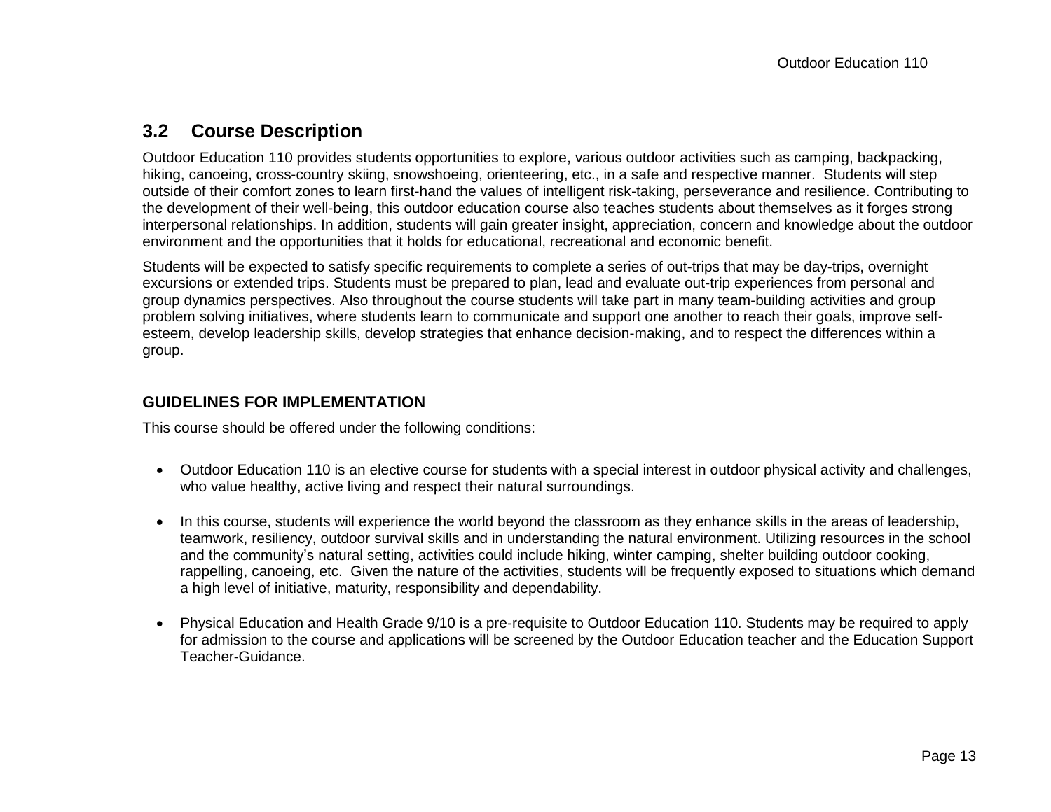## 3.2 Course Description

Outdoor Education 110 provides students opportunities to explore, various outdoor activities such as camping, backpacking, hiking, canoeing, cross-country skiing, snowshoeing, orienteering, etc., in a safe and respective manner. Students will step outside of their comfort zones to learn first-hand the values of intelligent risk-taking, perseverance and resilience. Contributing to the development of their well-being, this outdoor education course also teaches students about themselves as it forges strong interpersonal relationships. In addition, students will gain greater insight, appreciation, concern and knowledge about the outdoor environment and the opportunities that it holds for educational, recreational and economic benefit.

Students will be expected to satisfy specific requirements to complete a series of out-trips that may be day-trips, overnight excursions or extended trips. Students must be prepared to plan, lead and evaluate out-trip experiences from personal and group dynamics perspectives. Also throughout the course students will take part in many team-building activities and group problem solving initiatives, where students learn to communicate and support one another to reach their goals, improve self-esteem, develop leadership skills, develop strategies that enhance decision-making, and to respect the differences within a group.

### GUIDELINES FOR IMPLEMENTATION

This course should be offered under the following conditions:

- Outdoor Education 110 is an elective course for students with a special interest in outdoor physical activity and challenges, who value healthy, active living and respect their natural surroundings.

- In this course, students will experience the world beyond the classroom as they enhance skills in the areas of leadership, teamwork, resiliency, outdoor survival skills and in understanding the natural environment. Utilizing resources in the school and the community's natural setting, activities could include hiking, winter camping, shelter building outdoor cooking, rappelling, canoeing, etc. Given the nature of the activities, students will be frequently exposed to situations which demand a high level of initiative, maturity, responsibility and dependability.

- Physical Education and Health Grade 9/10 is a pre-requisite to Outdoor Education 110. Students may be required to apply for admission to the course and applications will be screened by the Outdoor Education teacher and the Education Support Teacher-Guidance.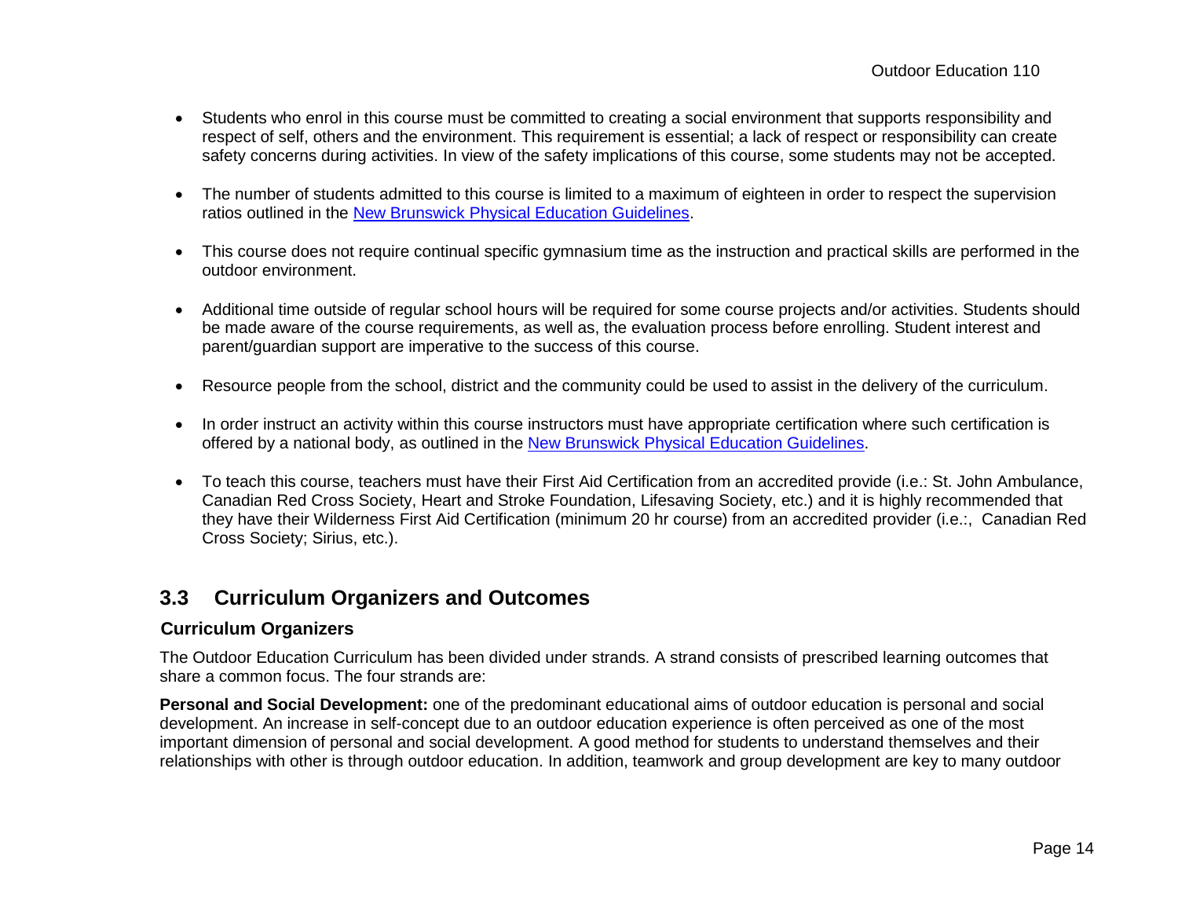- Students who enrol in this course must be committed to creating a social environment that supports responsibility and respect of self, others and the environment. This requirement is essential; a lack of respect or responsibility can create safety concerns during activities. In view of the safety implications of this course, some students may not be accepted.

- The number of students admitted to this course is limited to a maximum of eighteen in order to respect the supervision ratios outlined in the New Brunswick Physical Education Guidelines.

- This course does not require continual specific gymnasium time as the instruction and practical skills are performed in the outdoor environment.

- Additional time outside of regular school hours will be required for some course projects and/or activities. Students should be made aware of the course requirements, as well as, the evaluation process before enrolling. Student interest and parent/guardian support are imperative to the success of this course.

- Resource people from the school, district and the community could be used to assist in the delivery of the curriculum.

- In order instruct an activity within this course instructors must have appropriate certification where such certification is offered by a national body, as outlined in the New Brunswick Physical Education Guidelines.

- To teach this course, teachers must have their First Aid Certification from an accredited provide (i.e.: St. John Ambulance, Canadian Red Cross Society, Heart and Stroke Foundation, Lifesaving Society, etc.) and it is highly recommended that they have their Wilderness First Aid Certification (minimum 20 hr course) from an accredited provider (i.e.:, Canadian Red Cross Society; Sirius, etc.).

## 3.3 Curriculum Organizers and Outcomes

### Curriculum Organizers

The Outdoor Education Curriculum has been divided under strands. A strand consists of prescribed learning outcomes that share a common focus. The four strands are:

**Personal and Social Development:** one of the predominant educational aims of outdoor education is personal and social development. An increase in self-concept due to an outdoor education experience is often perceived as one of the most important dimension of personal and social development. A good method for students to understand themselves and their relationships with other is through outdoor education. In addition, teamwork and group development are key to many outdoor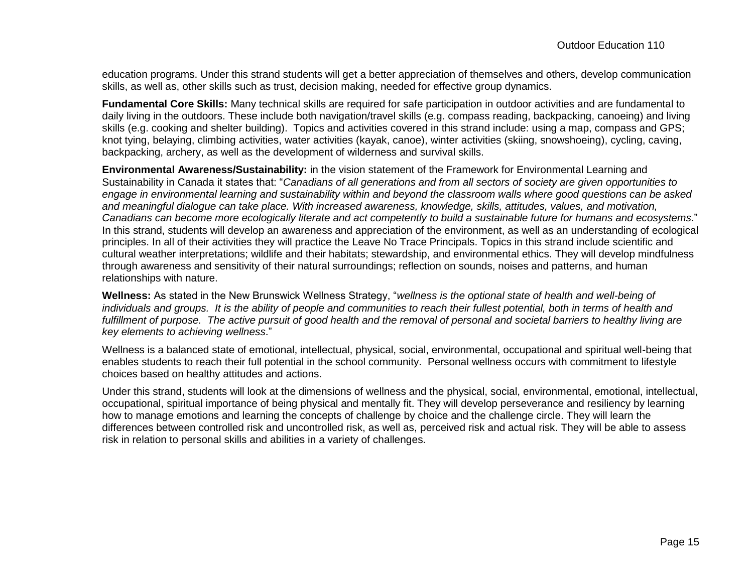education programs. Under this strand students will get a better appreciation of themselves and others, develop communication skills, as well as, other skills such as trust, decision making, needed for effective group dynamics.

**Fundamental Core Skills:** Many technical skills are required for safe participation in outdoor activities and are fundamental to daily living in the outdoors. These include both navigation/travel skills (e.g. compass reading, backpacking, canoeing) and living skills (e.g. cooking and shelter building). Topics and activities covered in this strand include: using a map, compass and GPS; knot tying, belaying, climbing activities, water activities (kayak, canoe), winter activities (skiing, snowshoeing), cycling, caving, backpacking, archery, as well as the development of wilderness and survival skills.

**Environmental Awareness/Sustainability:** in the vision statement of the Framework for Environmental Learning and Sustainability in Canada it states that: "*Canadians of all generations and from all sectors of society are given opportunities to engage in environmental learning and sustainability within and beyond the classroom walls where good questions can be asked and meaningful dialogue can take place. With increased awareness, knowledge, skills, attitudes, values, and motivation, Canadians can become more ecologically literate and act competently to build a sustainable future for humans and ecosystems*." In this strand, students will develop an awareness and appreciation of the environment, as well as an understanding of ecological principles. In all of their activities they will practice the Leave No Trace Principals. Topics in this strand include scientific and cultural weather interpretations; wildlife and their habitats; stewardship, and environmental ethics. They will develop mindfulness through awareness and sensitivity of their natural surroundings; reflection on sounds, noises and patterns, and human relationships with nature.

**Wellness:** As stated in the New Brunswick Wellness Strategy, "*wellness is the optional state of health and well-being of individuals and groups. It is the ability of people and communities to reach their fullest potential, both in terms of health and fulfillment of purpose. The active pursuit of good health and the removal of personal and societal barriers to healthy living are key elements to achieving wellness*."

Wellness is a balanced state of emotional, intellectual, physical, social, environmental, occupational and spiritual well-being that enables students to reach their full potential in the school community. Personal wellness occurs with commitment to lifestyle choices based on healthy attitudes and actions.

Under this strand, students will look at the dimensions of wellness and the physical, social, environmental, emotional, intellectual, occupational, spiritual importance of being physical and mentally fit. They will develop perseverance and resiliency by learning how to manage emotions and learning the concepts of challenge by choice and the challenge circle. They will learn the differences between controlled risk and uncontrolled risk, as well as, perceived risk and actual risk. They will be able to assess risk in relation to personal skills and abilities in a variety of challenges.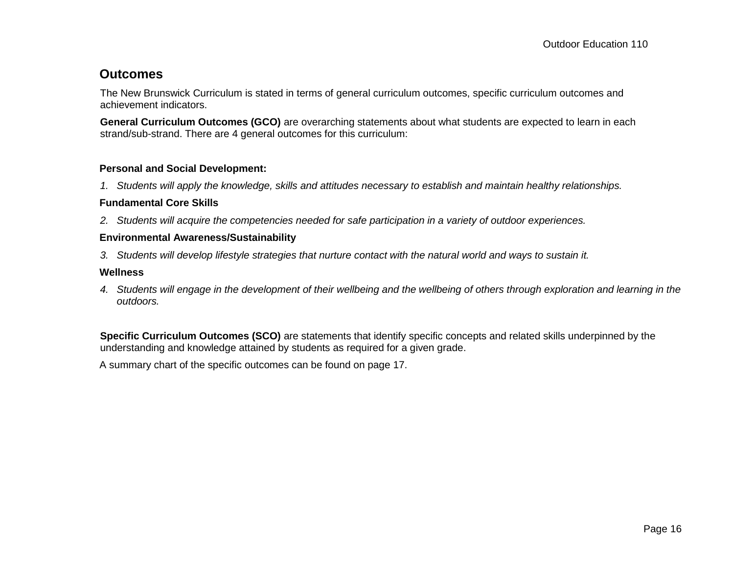## Outcomes

The New Brunswick Curriculum is stated in terms of general curriculum outcomes, specific curriculum outcomes and achievement indicators.

**General Curriculum Outcomes (GCO)** are overarching statements about what students are expected to learn in each strand/sub-strand. There are 4 general outcomes for this curriculum:

**Personal and Social Development:**

1. *Students will apply the knowledge, skills and attitudes necessary to establish and maintain healthy relationships.*

**Fundamental Core Skills**

2. *Students will acquire the competencies needed for safe participation in a variety of outdoor experiences.*

**Environmental Awareness/Sustainability**

3. *Students will develop lifestyle strategies that nurture contact with the natural world and ways to sustain it.*

**Wellness**

4. *Students will engage in the development of their wellbeing and the wellbeing of others through exploration and learning in the outdoors.*

**Specific Curriculum Outcomes (SCO)** are statements that identify specific concepts and related skills underpinned by the understanding and knowledge attained by students as required for a given grade.

A summary chart of the specific outcomes can be found on page 17.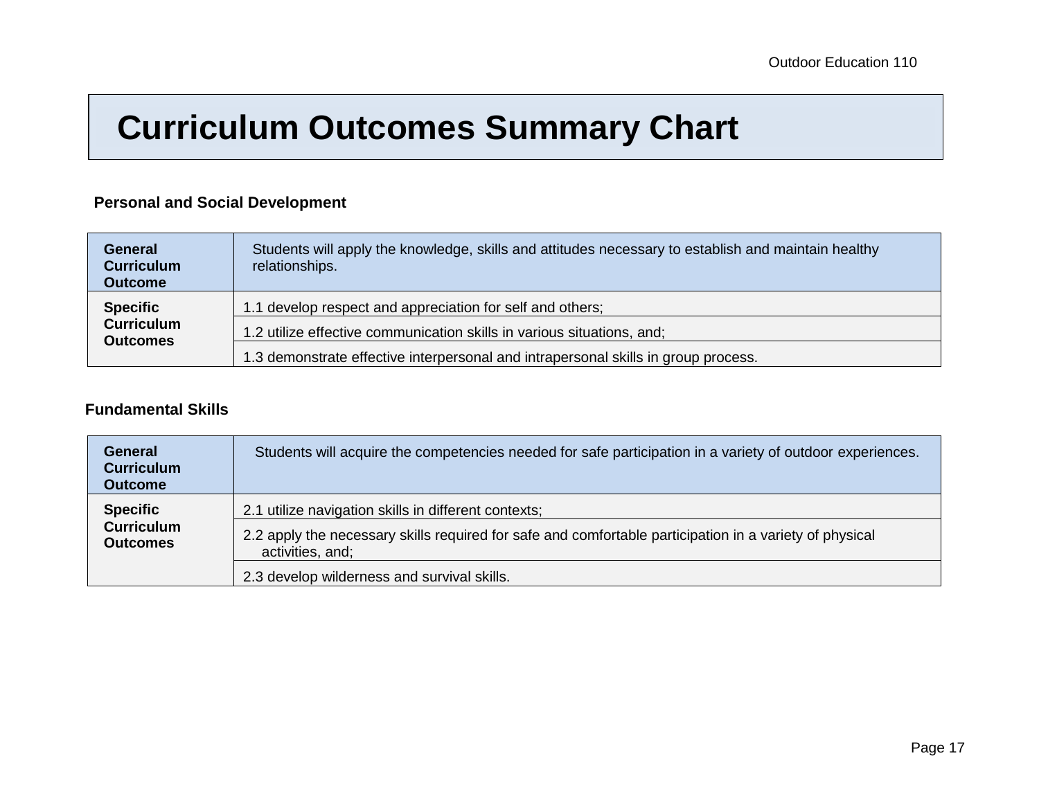# Curriculum Outcomes Summary Chart

## Personal and Social Development

| General Curriculum Outcome | Students will apply the knowledge, skills and attitudes necessary to establish and maintain healthy relationships. |
|---|---|
| Specific Curriculum Outcomes | 1.1 develop respect and appreciation for self and others; |
| | 1.2 utilize effective communication skills in various situations, and; |
| | 1.3 demonstrate effective interpersonal and intrapersonal skills in group process. |

## Fundamental Skills

| General Curriculum Outcome | Students will acquire the competencies needed for safe participation in a variety of outdoor experiences. |
|---|---|
| Specific Curriculum Outcomes | 2.1 utilize navigation skills in different contexts; |
| | 2.2 apply the necessary skills required for safe and comfortable participation in a variety of physical activities, and; |
| | 2.3 develop wilderness and survival skills. |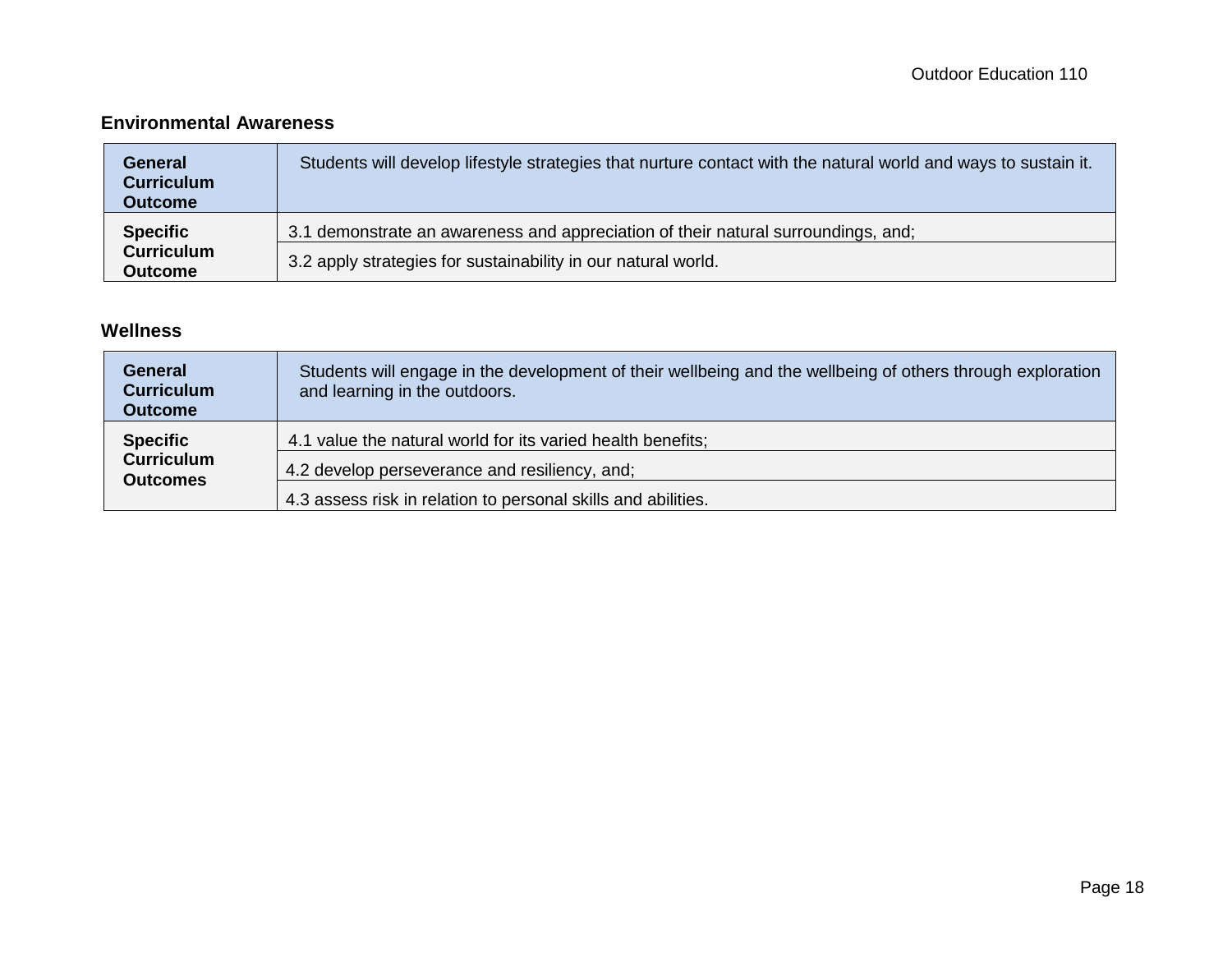## Environmental Awareness

| | |
|---|---|
| **General Curriculum Outcome** | Students will develop lifestyle strategies that nurture contact with the natural world and ways to sustain it. |
| **Specific Curriculum Outcome** | 3.1 demonstrate an awareness and appreciation of their natural surroundings, and; |
| | 3.2 apply strategies for sustainability in our natural world. |

## Wellness

| | |
|---|---|
| **General Curriculum Outcome** | Students will engage in the development of their wellbeing and the wellbeing of others through exploration and learning in the outdoors. |
| **Specific Curriculum Outcomes** | 4.1 value the natural world for its varied health benefits; |
| | 4.2 develop perseverance and resiliency, and; |
| | 4.3 assess risk in relation to personal skills and abilities. |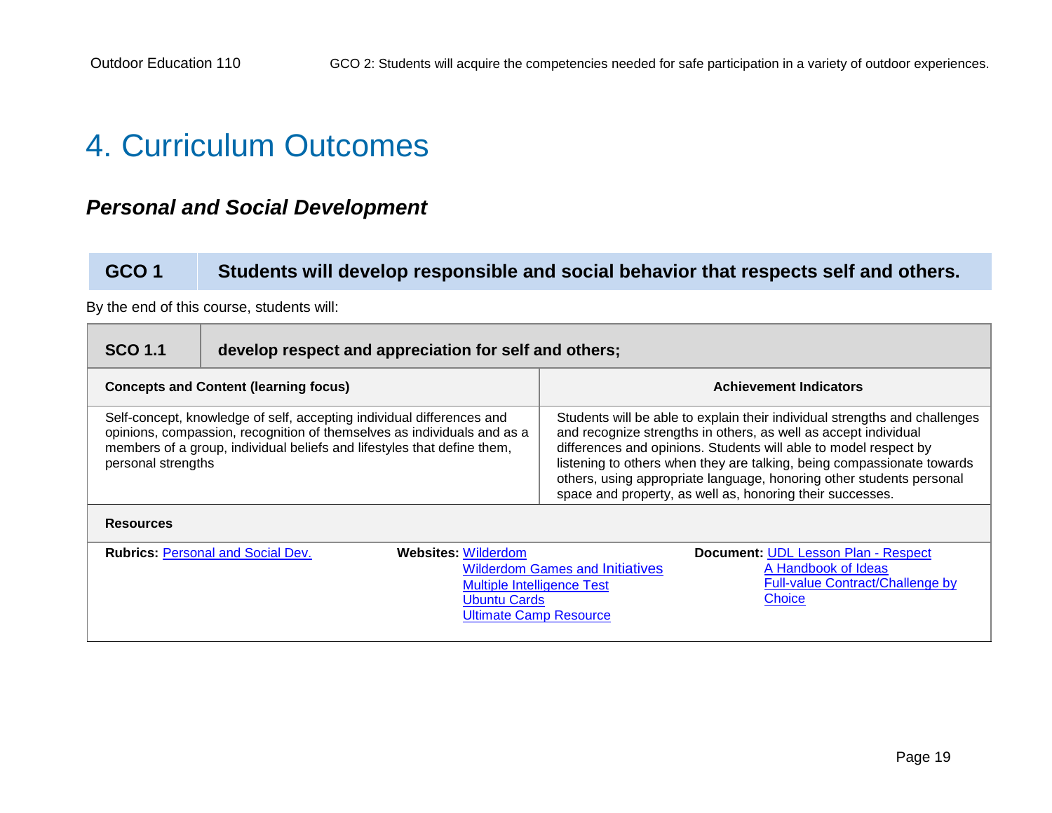# 4. Curriculum Outcomes

## *Personal and Social Development*

| GCO 1 | Students will develop responsible and social behavior that respects self and others. |
|---|---|

By the end of this course, students will:

| SCO 1.1 | develop respect and appreciation for self and others; |
|---|---|
| **Concepts and Content (learning focus)** | **Achievement Indicators** |
| Self-concept, knowledge of self, accepting individual differences and opinions, compassion, recognition of themselves as individuals and as a members of a group, individual beliefs and lifestyles that define them, personal strengths | Students will be able to explain their individual strengths and challenges and recognize strengths in others, as well as accept individual differences and opinions. Students will able to model respect by listening to others when they are talking, being compassionate towards others, using appropriate language, honoring other students personal space and property, as well as, honoring their successes. |

**Resources**

| Rubrics | Websites | Document |
|---|---|---|
| Personal and Social Dev. | Wilderdom<br>Wilderdom Games and Initiatives<br>Multiple Intelligence Test<br>Ubuntu Cards<br>Ultimate Camp Resource | UDL Lesson Plan - Respect<br>A Handbook of Ideas<br>Full-value Contract/Challenge by Choice |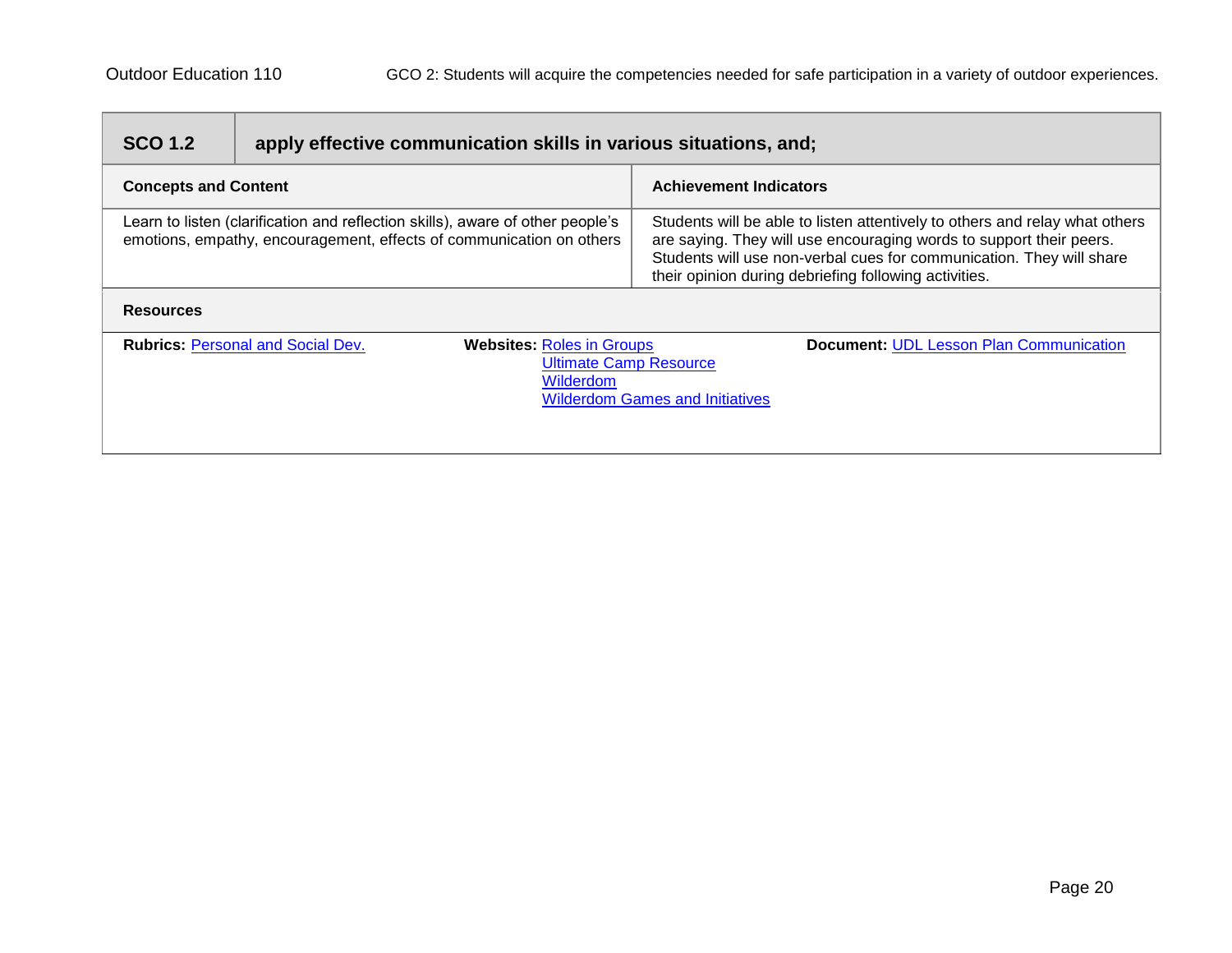| SCO 1.2 | apply effective communication skills in various situations, and; |
|---|---|
| **Concepts and Content** | **Achievement Indicators** |
| Learn to listen (clarification and reflection skills), aware of other people's emotions, empathy, encouragement, effects of communication on others | Students will be able to listen attentively to others and relay what others are saying. They will use encouraging words to support their peers. Students will use non-verbal cues for communication. They will share their opinion during debriefing following activities. |

**Resources**

**Rubrics:** Personal and Social Dev.

**Websites:** Roles in Groups
Ultimate Camp Resource
Wilderdom
Wilderdom Games and Initiatives

**Document:** UDL Lesson Plan Communication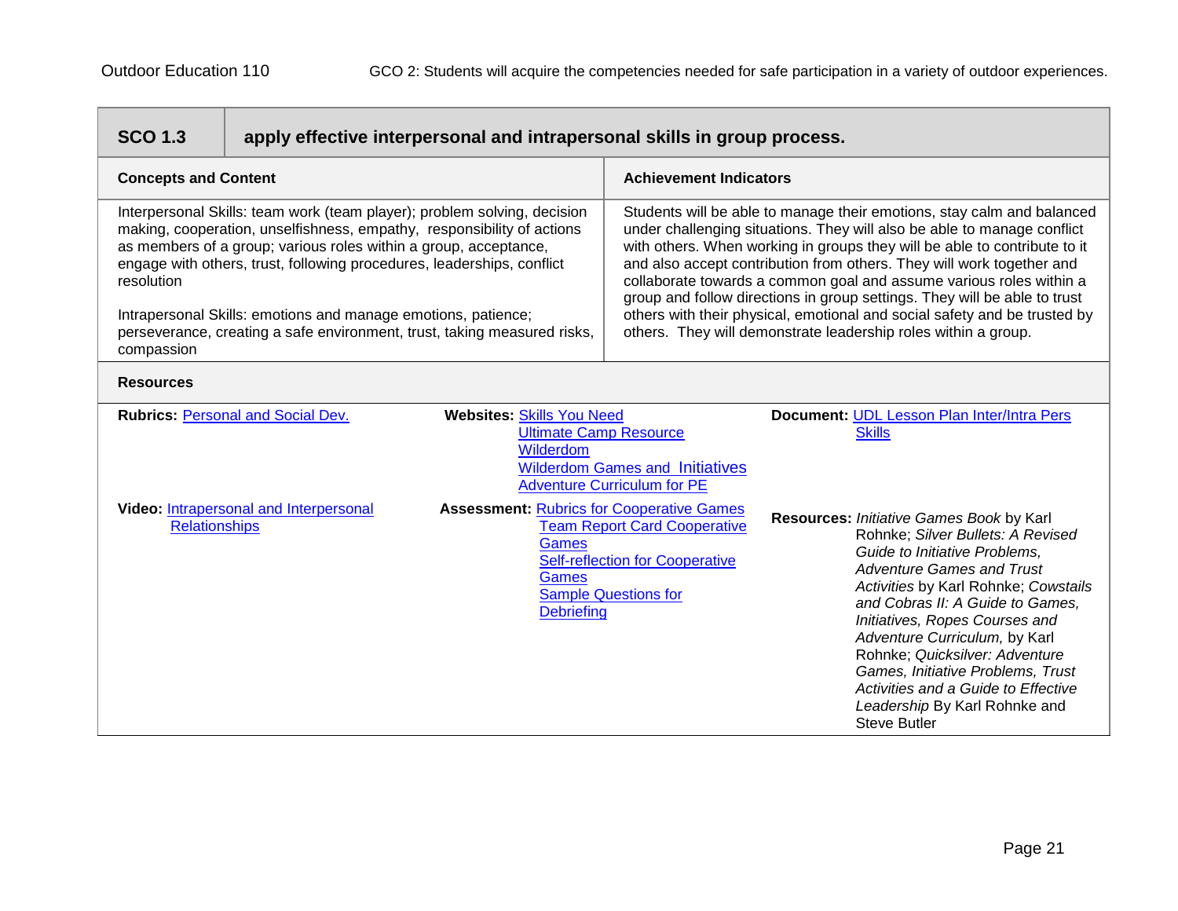Outdoor Education 110 — GCO 2: Students will acquire the competencies needed for safe participation in a variety of outdoor experiences.

## SCO 1.3 apply effective interpersonal and intrapersonal skills in group process.

| Concepts and Content | Achievement Indicators |
|---|---|
| Interpersonal Skills: team work (team player); problem solving, decision making, cooperation, unselfishness, empathy, responsibility of actions as members of a group; various roles within a group, acceptance, engage with others, trust, following procedures, leaderships, conflict resolution<br><br>Intrapersonal Skills: emotions and manage emotions, patience; perseverance, creating a safe environment, trust, taking measured risks, compassion | Students will be able to manage their emotions, stay calm and balanced under challenging situations. They will also be able to manage conflict with others. When working in groups they will be able to contribute to it and also accept contribution from others. They will work together and collaborate towards a common goal and assume various roles within a group and follow directions in group settings. They will be able to trust others with their physical, emotional and social safety and be trusted by others. They will demonstrate leadership roles within a group. |

### Resources

**Rubrics:** Personal and Social Dev.

**Video:** Intrapersonal and Interpersonal Relationships

**Websites:** Skills You Need
Ultimate Camp Resource
Wilderdom
Wilderdom Games and Initiatives
Adventure Curriculum for PE

**Assessment:** Rubrics for Cooperative Games
Team Report Card Cooperative Games
Self-reflection for Cooperative Games
Sample Questions for Debriefing

**Document:** UDL Lesson Plan Inter/Intra Pers Skills

**Resources:** *Initiative Games Book* by Karl Rohnke; *Silver Bullets: A Revised Guide to Initiative Problems, Adventure Games and Trust Activities* by Karl Rohnke; *Cowstails and Cobras II: A Guide to Games, Initiatives, Ropes Courses and Adventure Curriculum,* by Karl Rohnke; *Quicksilver: Adventure Games, Initiative Problems, Trust Activities and a Guide to Effective Leadership* By Karl Rohnke and Steve Butler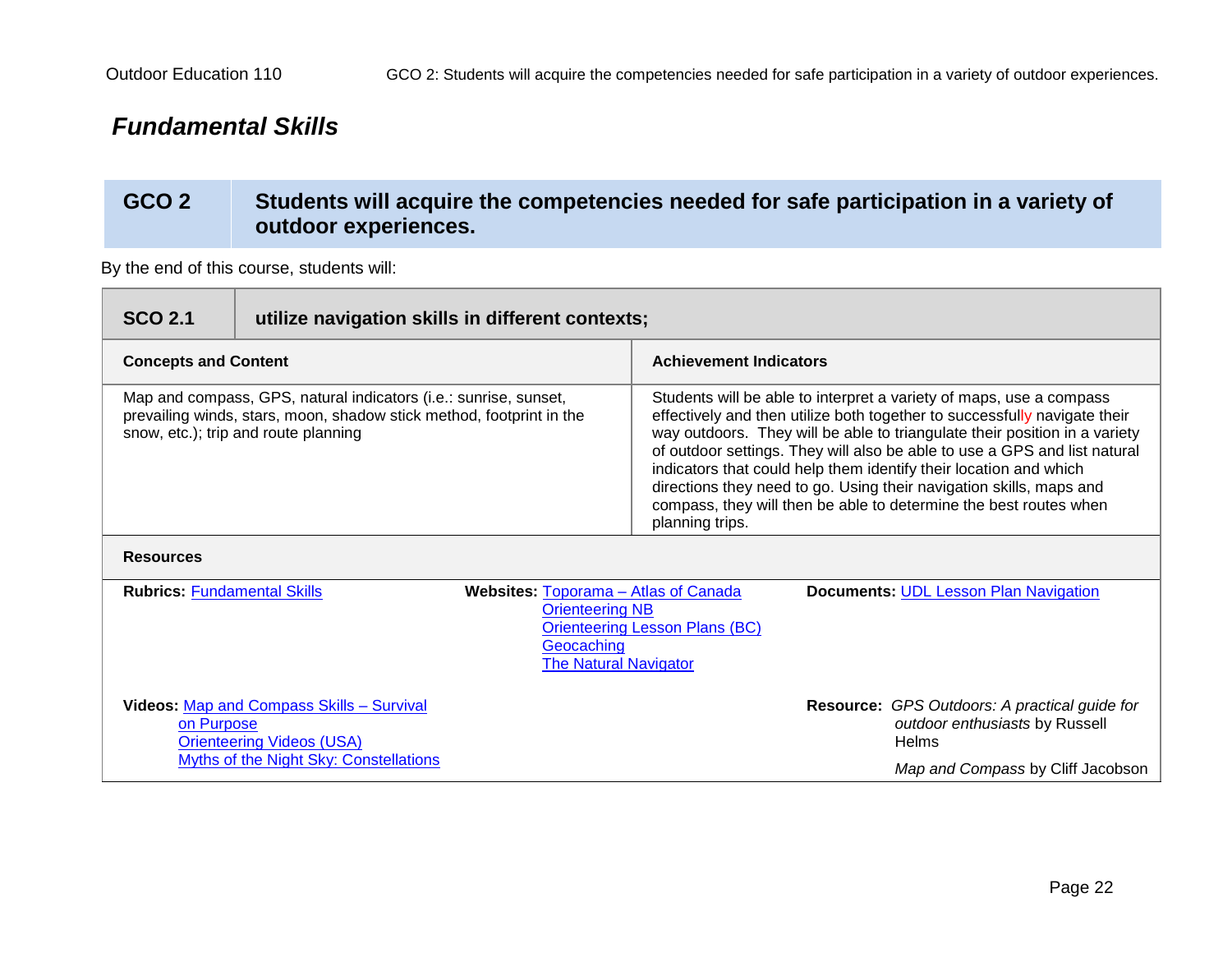## *Fundamental Skills*

| GCO 2 | Students will acquire the competencies needed for safe participation in a variety of outdoor experiences. |
|---|---|

By the end of this course, students will:

| SCO 2.1 | utilize navigation skills in different contexts; |
|---|---|
| **Concepts and Content** | **Achievement Indicators** |
| Map and compass, GPS, natural indicators (i.e.: sunrise, sunset, prevailing winds, stars, moon, shadow stick method, footprint in the snow, etc.); trip and route planning | Students will be able to interpret a variety of maps, use a compass effectively and then utilize both together to successfully navigate their way outdoors. They will be able to triangulate their position in a variety of outdoor settings. They will also be able to use a GPS and list natural indicators that could help them identify their location and which directions they need to go. Using their navigation skills, maps and compass, they will then be able to determine the best routes when planning trips. |

**Resources**

**Rubrics:** Fundamental Skills

**Websites:** Toporama – Atlas of Canada
Orienteering NB
Orienteering Lesson Plans (BC)
Geocaching
The Natural Navigator

**Documents:** UDL Lesson Plan Navigation

**Videos:** Map and Compass Skills – Survival on Purpose
Orienteering Videos (USA)
Myths of the Night Sky: Constellations

**Resource:** *GPS Outdoors: A practical guide for outdoor enthusiasts* by Russell Helms

*Map and Compass* by Cliff Jacobson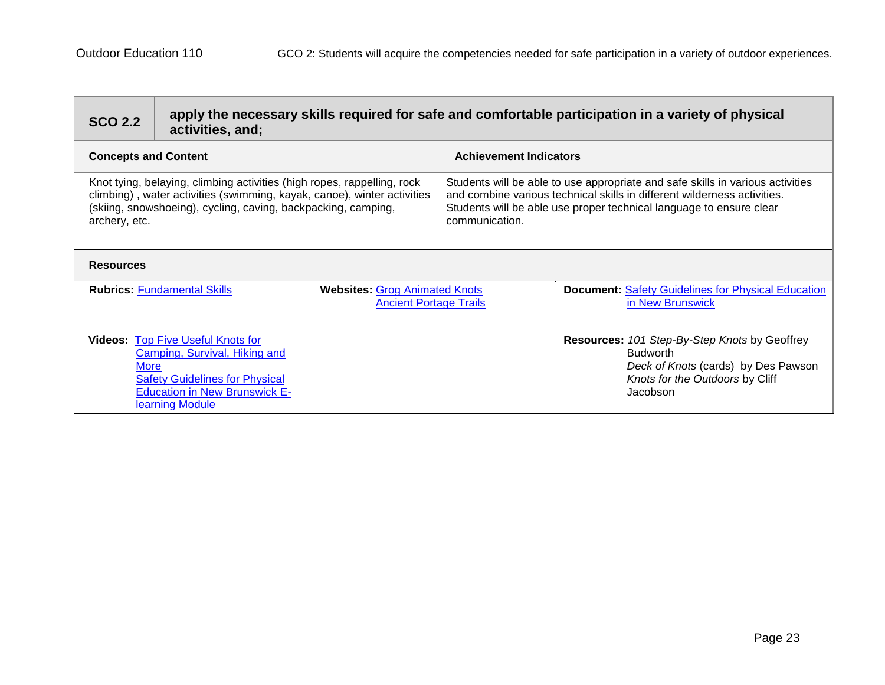| SCO 2.2 | apply the necessary skills required for safe and comfortable participation in a variety of physical activities, and; |
|---|---|
| **Concepts and Content** | **Achievement Indicators** |
| Knot tying, belaying, climbing activities (high ropes, rappelling, rock climbing) , water activities (swimming, kayak, canoe), winter activities (skiing, snowshoeing), cycling, caving, backpacking, camping, archery, etc. | Students will be able to use appropriate and safe skills in various activities and combine various technical skills in different wilderness activities. Students will be able use proper technical language to ensure clear communication. |

**Resources**

**Rubrics:** Fundamental Skills

**Websites:** Grog Animated Knots
Ancient Portage Trails

**Document:** Safety Guidelines for Physical Education in New Brunswick

**Videos:** Top Five Useful Knots for Camping, Survival, Hiking and More
Safety Guidelines for Physical Education in New Brunswick E-learning Module

**Resources:** *101 Step-By-Step Knots* by Geoffrey Budworth
*Deck of Knots* (cards) by Des Pawson
*Knots for the Outdoors* by Cliff Jacobson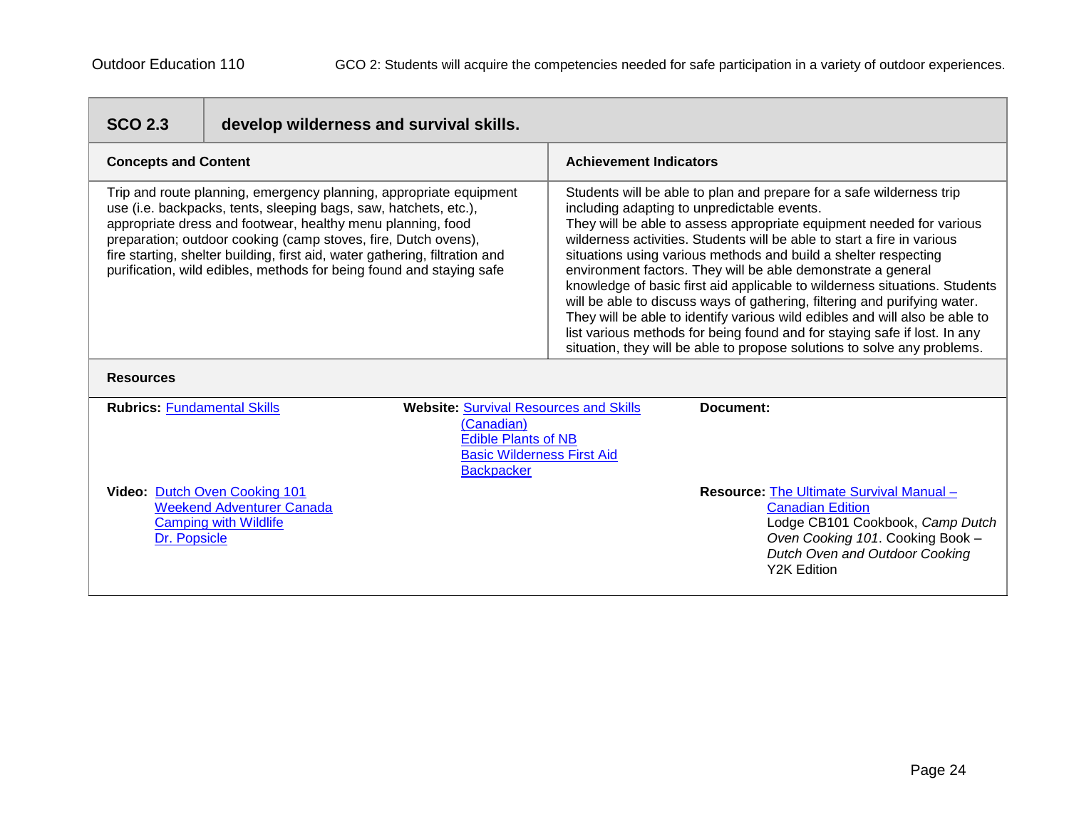## SCO 2.3 develop wilderness and survival skills.

| Concepts and Content | Achievement Indicators |
| --- | --- |
| Trip and route planning, emergency planning, appropriate equipment use (i.e. backpacks, tents, sleeping bags, saw, hatchets, etc.), appropriate dress and footwear, healthy menu planning, food preparation; outdoor cooking (camp stoves, fire, Dutch ovens), fire starting, shelter building, first aid, water gathering, filtration and purification, wild edibles, methods for being found and staying safe | Students will be able to plan and prepare for a safe wilderness trip including adapting to unpredictable events. They will be able to assess appropriate equipment needed for various wilderness activities. Students will be able to start a fire in various situations using various methods and build a shelter respecting environment factors. They will be able demonstrate a general knowledge of basic first aid applicable to wilderness situations. Students will be able to discuss ways of gathering, filtering and purifying water. They will be able to identify various wild edibles and will also be able to list various methods for being found and for staying safe if lost. In any situation, they will be able to propose solutions to solve any problems. |

### Resources

**Rubrics:** Fundamental Skills

**Website:** Survival Resources and Skills (Canadian)
Edible Plants of NB
Basic Wilderness First Aid
Backpacker

**Document:**

**Video:** Dutch Oven Cooking 101
Weekend Adventurer Canada
Camping with Wildlife
Dr. Popsicle

**Resource:** The Ultimate Survival Manual – Canadian Edition
Lodge CB101 Cookbook, *Camp Dutch Oven Cooking 101*. Cooking Book – *Dutch Oven and Outdoor Cooking* Y2K Edition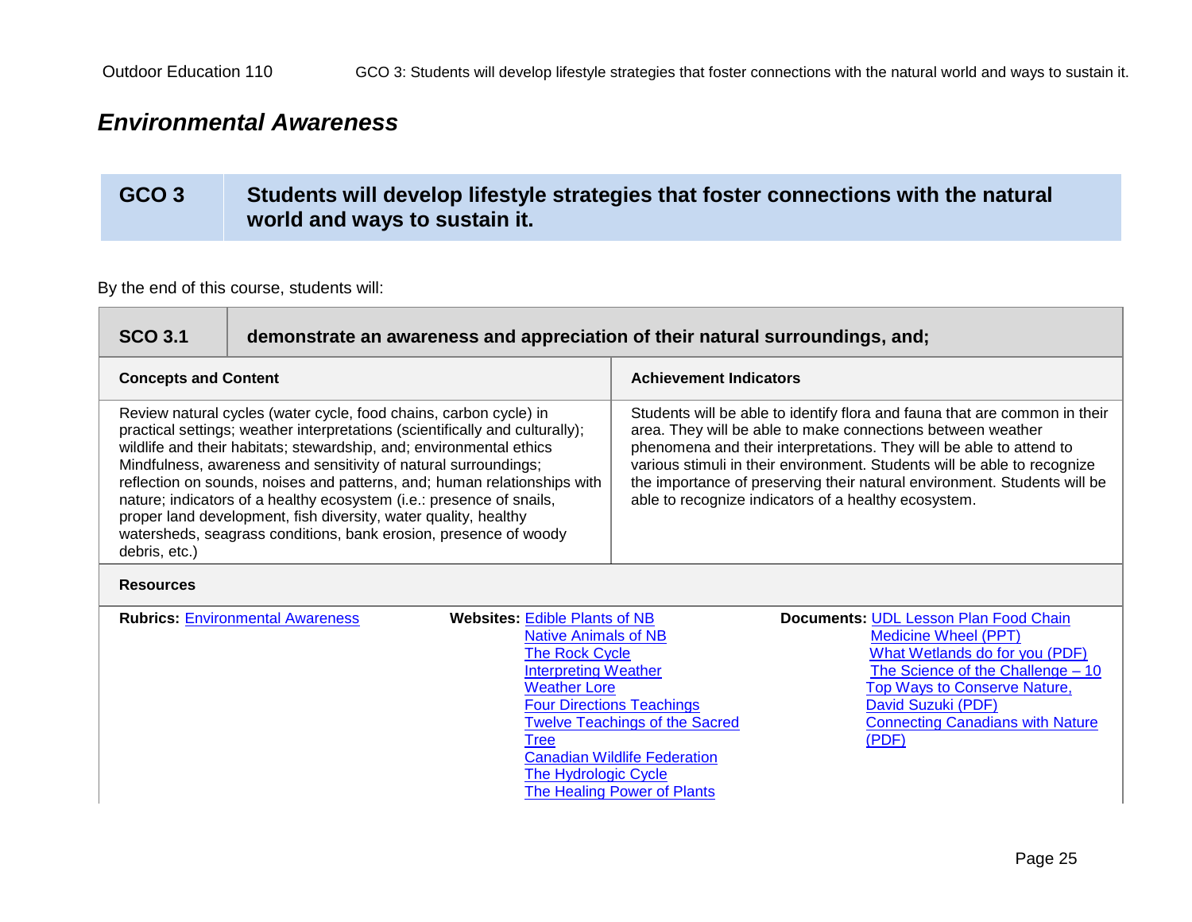## *Environmental Awareness*

| GCO 3 | Students will develop lifestyle strategies that foster connections with the natural world and ways to sustain it. |
|---|---|

By the end of this course, students will:

| SCO 3.1 | demonstrate an awareness and appreciation of their natural surroundings, and; |
|---|---|
| **Concepts and Content** | **Achievement Indicators** |
| Review natural cycles (water cycle, food chains, carbon cycle) in practical settings; weather interpretations (scientifically and culturally); wildlife and their habitats; stewardship, and; environmental ethics Mindfulness, awareness and sensitivity of natural surroundings; reflection on sounds, noises and patterns, and; human relationships with nature; indicators of a healthy ecosystem (i.e.: presence of snails, proper land development, fish diversity, water quality, healthy watersheds, seagrass conditions, bank erosion, presence of woody debris, etc.) | Students will be able to identify flora and fauna that are common in their area. They will be able to make connections between weather phenomena and their interpretations. They will be able to attend to various stimuli in their environment. Students will be able to recognize the importance of preserving their natural environment. Students will be able to recognize indicators of a healthy ecosystem. |

**Resources**

| **Rubrics:** | **Websites:** | **Documents:** |
|---|---|---|
| Environmental Awareness | Edible Plants of NB<br>Native Animals of NB<br>The Rock Cycle<br>Interpreting Weather<br>Weather Lore<br>Four Directions Teachings<br>Twelve Teachings of the Sacred Tree<br>Canadian Wildlife Federation<br>The Hydrologic Cycle<br>The Healing Power of Plants | UDL Lesson Plan Food Chain<br>Medicine Wheel (PPT)<br>What Wetlands do for you (PDF)<br>The Science of the Challenge – 10 Top Ways to Conserve Nature, David Suzuki (PDF)<br>Connecting Canadians with Nature (PDF) |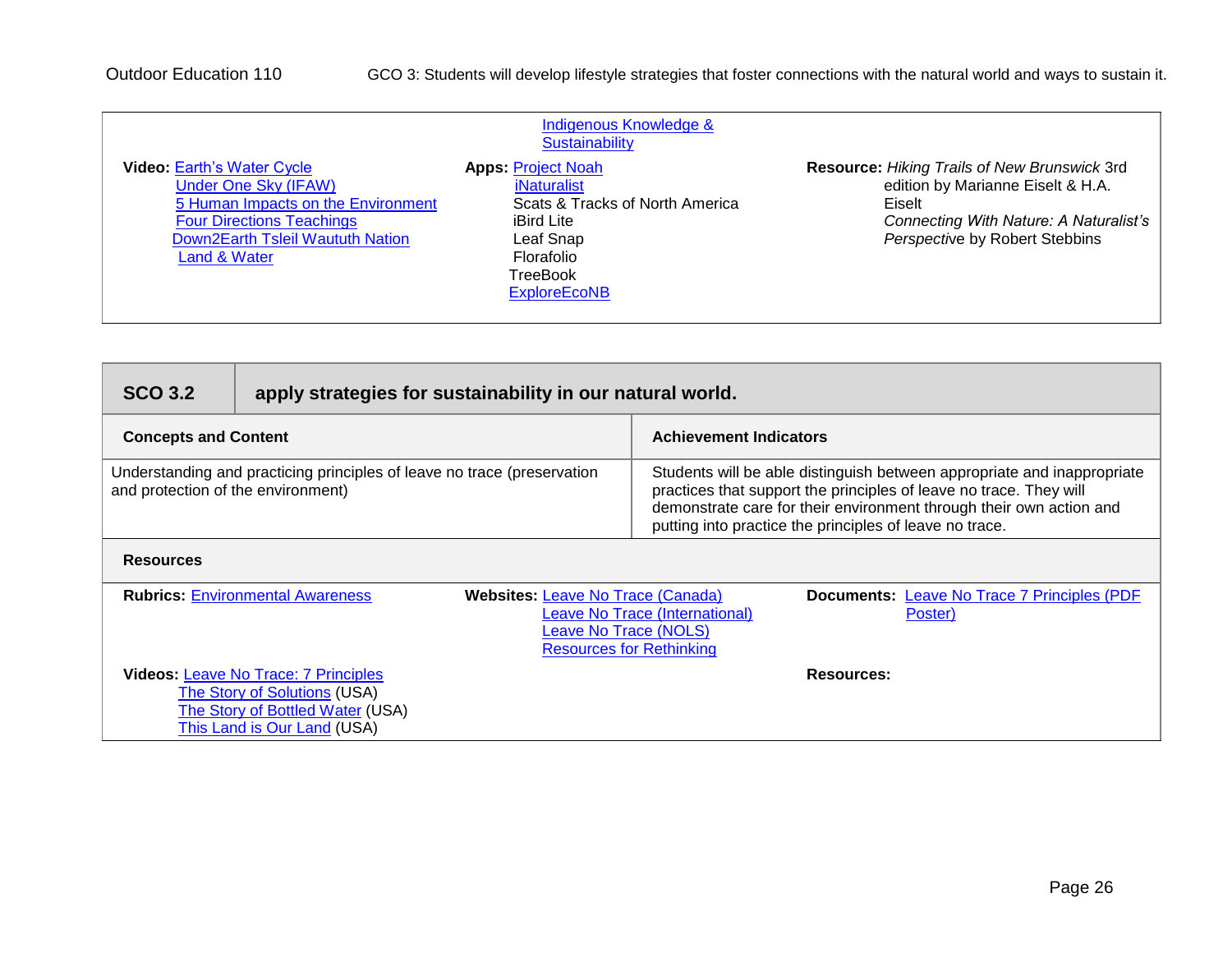| | | |
|---|---|---|
| | Indigenous Knowledge & Sustainability | |
| **Video:** Earth's Water Cycle<br>Under One Sky (IFAW)<br>5 Human Impacts on the Environment<br>Four Directions Teachings<br>Down2Earth Tsleil Waututh Nation<br>Land & Water | **Apps:** Project Noah<br>iNaturalist<br>Scats & Tracks of North America<br>iBird Lite<br>Leaf Snap<br>Florafolio<br>TreeBook<br>ExploreEcoNB | **Resource:** *Hiking Trails of New Brunswick* 3rd edition by Marianne Eiselt & H.A. Eiselt<br>*Connecting With Nature: A Naturalist's Perspective* by Robert Stebbins |

| **SCO 3.2** | **apply strategies for sustainability in our natural world.** |
|---|---|
| **Concepts and Content** | **Achievement Indicators** |
| Understanding and practicing principles of leave no trace (preservation and protection of the environment) | Students will be able distinguish between appropriate and inappropriate practices that support the principles of leave no trace. They will demonstrate care for their environment through their own action and putting into practice the principles of leave no trace. |

**Resources**

| | | |
|---|---|---|
| **Rubrics:** Environmental Awareness | **Websites:** Leave No Trace (Canada)<br>Leave No Trace (International)<br>Leave No Trace (NOLS)<br>Resources for Rethinking | **Documents:** Leave No Trace 7 Principles (PDF Poster) |
| **Videos:** Leave No Trace: 7 Principles<br>The Story of Solutions (USA)<br>The Story of Bottled Water (USA)<br>This Land is Our Land (USA) | | **Resources:** |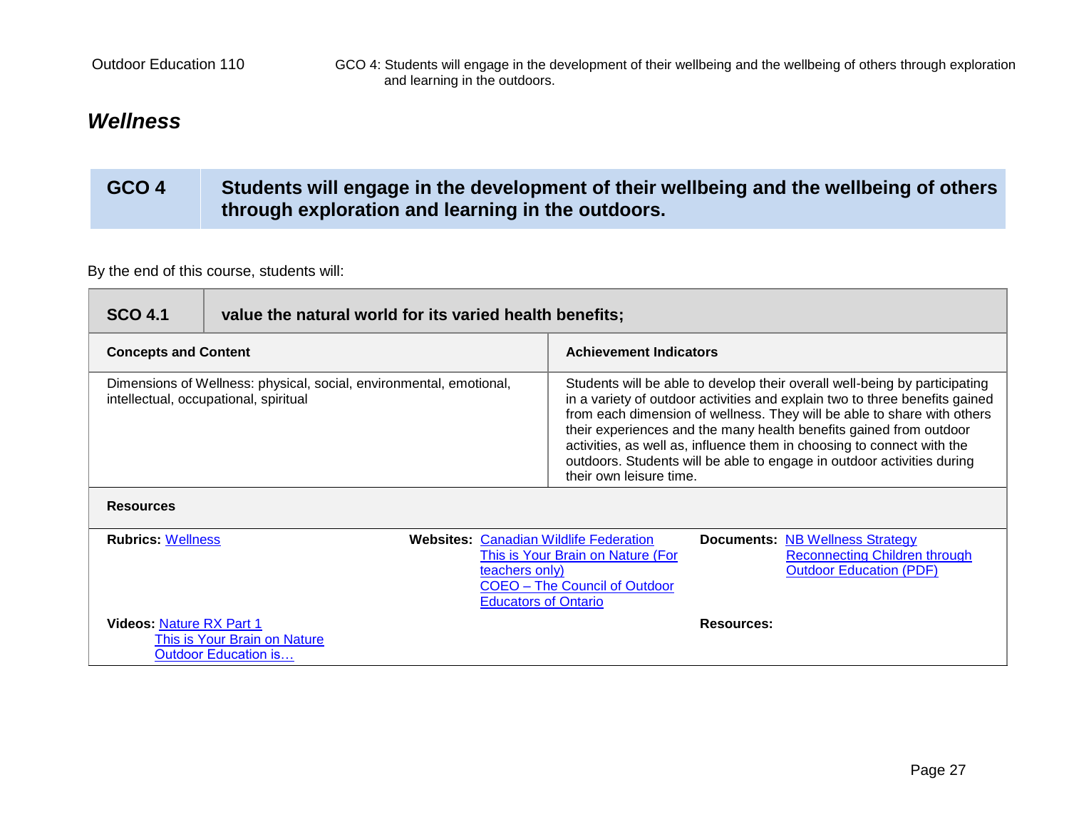# *Wellness*

| GCO 4 | Students will engage in the development of their wellbeing and the wellbeing of others through exploration and learning in the outdoors. |
| --- | --- |

By the end of this course, students will:

| SCO 4.1 | value the natural world for its varied health benefits; |
| --- | --- |
| **Concepts and Content** | **Achievement Indicators** |
| Dimensions of Wellness: physical, social, environmental, emotional, intellectual, occupational, spiritual | Students will be able to develop their overall well-being by participating in a variety of outdoor activities and explain two to three benefits gained from each dimension of wellness. They will be able to share with others their experiences and the many health benefits gained from outdoor activities, as well as, influence them in choosing to connect with the outdoors. Students will be able to engage in outdoor activities during their own leisure time. |

**Resources**

**Rubrics:** Wellness

**Websites:** Canadian Wildlife Federation; This is Your Brain on Nature (For teachers only); COEO – The Council of Outdoor Educators of Ontario

**Documents:** NB Wellness Strategy; Reconnecting Children through Outdoor Education (PDF)

**Videos:** Nature RX Part 1; This is Your Brain on Nature; Outdoor Education is…

**Resources:**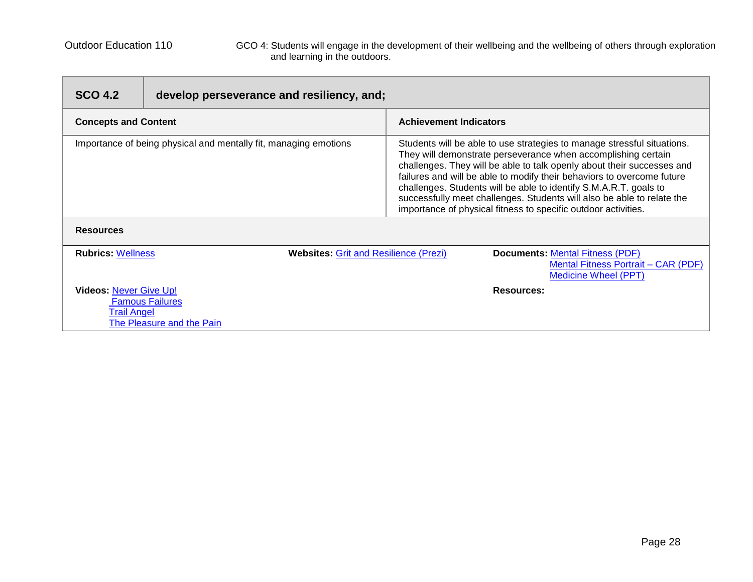GCO 4: Students will engage in the development of their wellbeing and the wellbeing of others through exploration and learning in the outdoors.

| **SCO 4.2** | **develop perseverance and resiliency, and;** |
|---|---|
| **Concepts and Content** | **Achievement Indicators** |
| Importance of being physical and mentally fit, managing emotions | Students will be able to use strategies to manage stressful situations. They will demonstrate perseverance when accomplishing certain challenges. They will be able to talk openly about their successes and failures and will be able to modify their behaviors to overcome future challenges. Students will be able to identify S.M.A.R.T. goals to successfully meet challenges. Students will also be able to relate the importance of physical fitness to specific outdoor activities. |

**Resources**

| | | |
|---|---|---|
| **Rubrics:** Wellness | **Websites:** Grit and Resilience (Prezi) | **Documents:** Mental Fitness (PDF)<br>Mental Fitness Portrait – CAR (PDF)<br>Medicine Wheel (PPT) |
| **Videos:** Never Give Up!<br>Famous Failures<br>Trail Angel<br>The Pleasure and the Pain | | **Resources:** |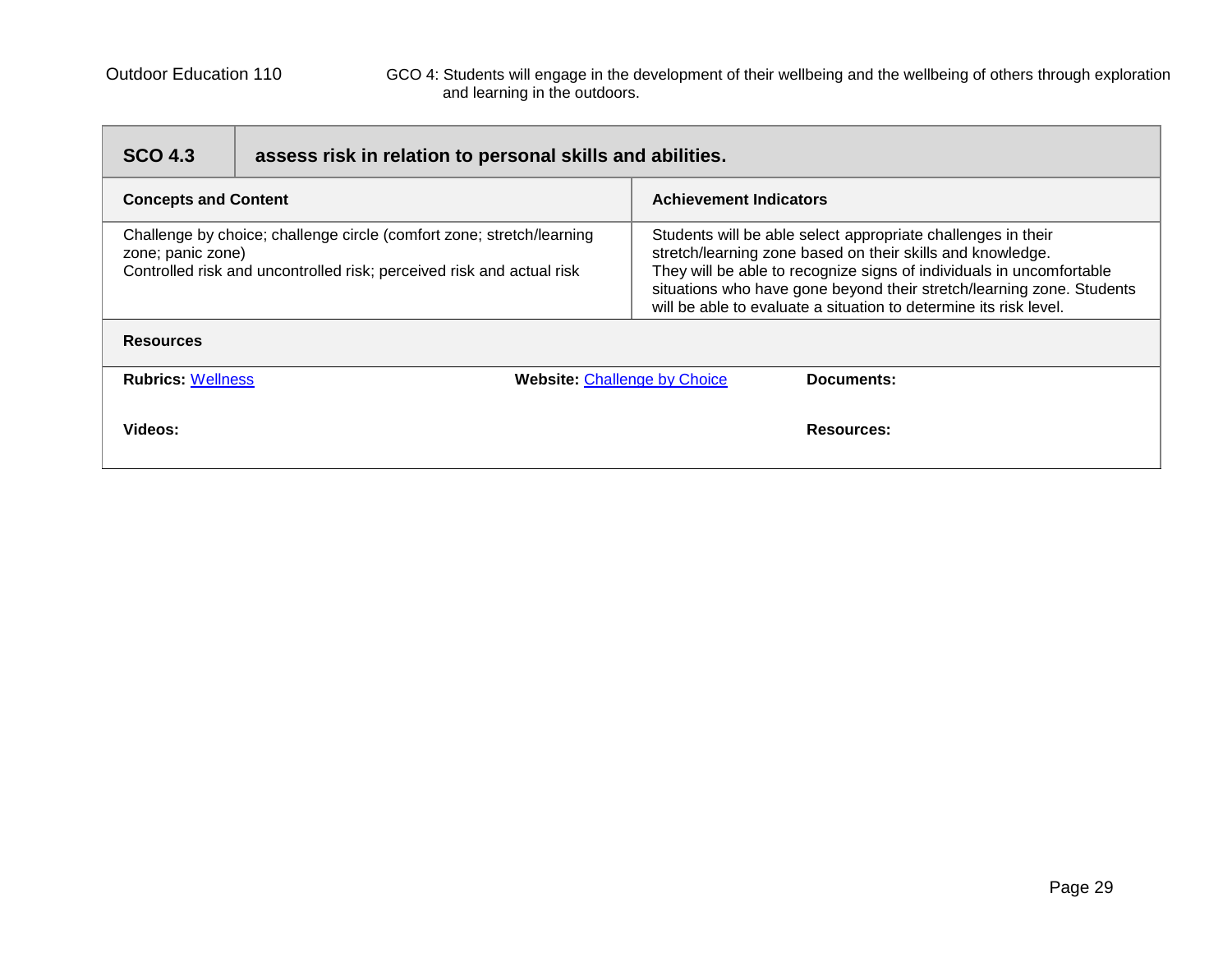Outdoor Education 110 — GCO 4: Students will engage in the development of their wellbeing and the wellbeing of others through exploration and learning in the outdoors.

| **SCO 4.3** | **assess risk in relation to personal skills and abilities.** |
|---|---|
| **Concepts and Content** | **Achievement Indicators** |
| Challenge by choice; challenge circle (comfort zone; stretch/learning zone; panic zone)<br>Controlled risk and uncontrolled risk; perceived risk and actual risk | Students will be able select appropriate challenges in their stretch/learning zone based on their skills and knowledge.<br>They will be able to recognize signs of individuals in uncomfortable situations who have gone beyond their stretch/learning zone. Students will be able to evaluate a situation to determine its risk level. |

**Resources**

| | | |
|---|---|---|
| **Rubrics:** Wellness | **Website:** Challenge by Choice | **Documents:** |
| **Videos:** | | **Resources:** |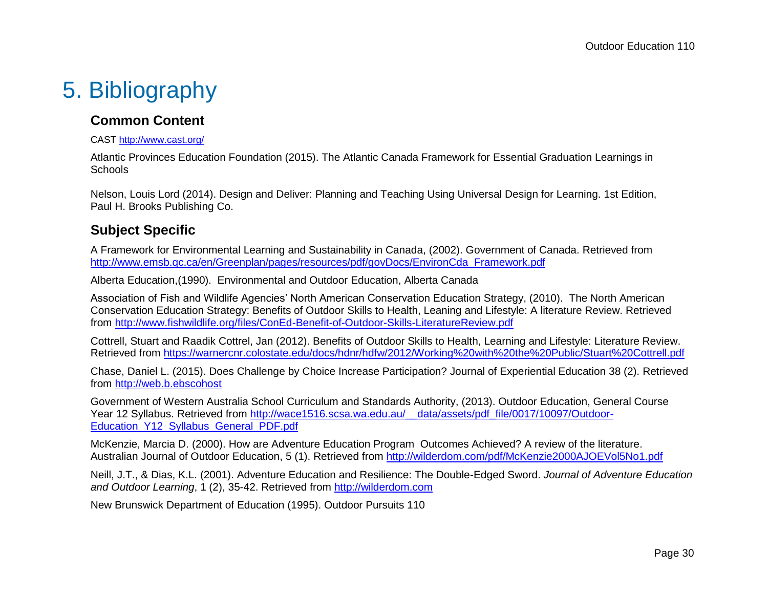# 5. Bibliography

## Common Content

CAST http://www.cast.org/

Atlantic Provinces Education Foundation (2015). The Atlantic Canada Framework for Essential Graduation Learnings in Schools

Nelson, Louis Lord (2014). Design and Deliver: Planning and Teaching Using Universal Design for Learning. 1st Edition, Paul H. Brooks Publishing Co.

## Subject Specific

A Framework for Environmental Learning and Sustainability in Canada, (2002). Government of Canada. Retrieved from http://www.emsb.qc.ca/en/Greenplan/pages/resources/pdf/govDocs/EnvironCda_Framework.pdf

Alberta Education,(1990). Environmental and Outdoor Education, Alberta Canada

Association of Fish and Wildlife Agencies' North American Conservation Education Strategy, (2010). The North American Conservation Education Strategy: Benefits of Outdoor Skills to Health, Leaning and Lifestyle: A literature Review. Retrieved from http://www.fishwildlife.org/files/ConEd-Benefit-of-Outdoor-Skills-LiteratureReview.pdf

Cottrell, Stuart and Raadik Cottrel, Jan (2012). Benefits of Outdoor Skills to Health, Learning and Lifestyle: Literature Review. Retrieved from https://warnercnr.colostate.edu/docs/hdnr/hdfw/2012/Working%20with%20the%20Public/Stuart%20Cottrell.pdf

Chase, Daniel L. (2015). Does Challenge by Choice Increase Participation? Journal of Experiential Education 38 (2). Retrieved from http://web.b.ebscohost

Government of Western Australia School Curriculum and Standards Authority, (2013). Outdoor Education, General Course Year 12 Syllabus. Retrieved from http://wace1516.scsa.wa.edu.au/__data/assets/pdf_file/0017/10097/Outdoor-Education_Y12_Syllabus_General_PDF.pdf

McKenzie, Marcia D. (2000). How are Adventure Education Program Outcomes Achieved? A review of the literature. Australian Journal of Outdoor Education, 5 (1). Retrieved from http://wilderdom.com/pdf/McKenzie2000AJOEVol5No1.pdf

Neill, J.T., & Dias, K.L. (2001). Adventure Education and Resilience: The Double-Edged Sword. *Journal of Adventure Education and Outdoor Learning*, 1 (2), 35-42. Retrieved from http://wilderdom.com

New Brunswick Department of Education (1995). Outdoor Pursuits 110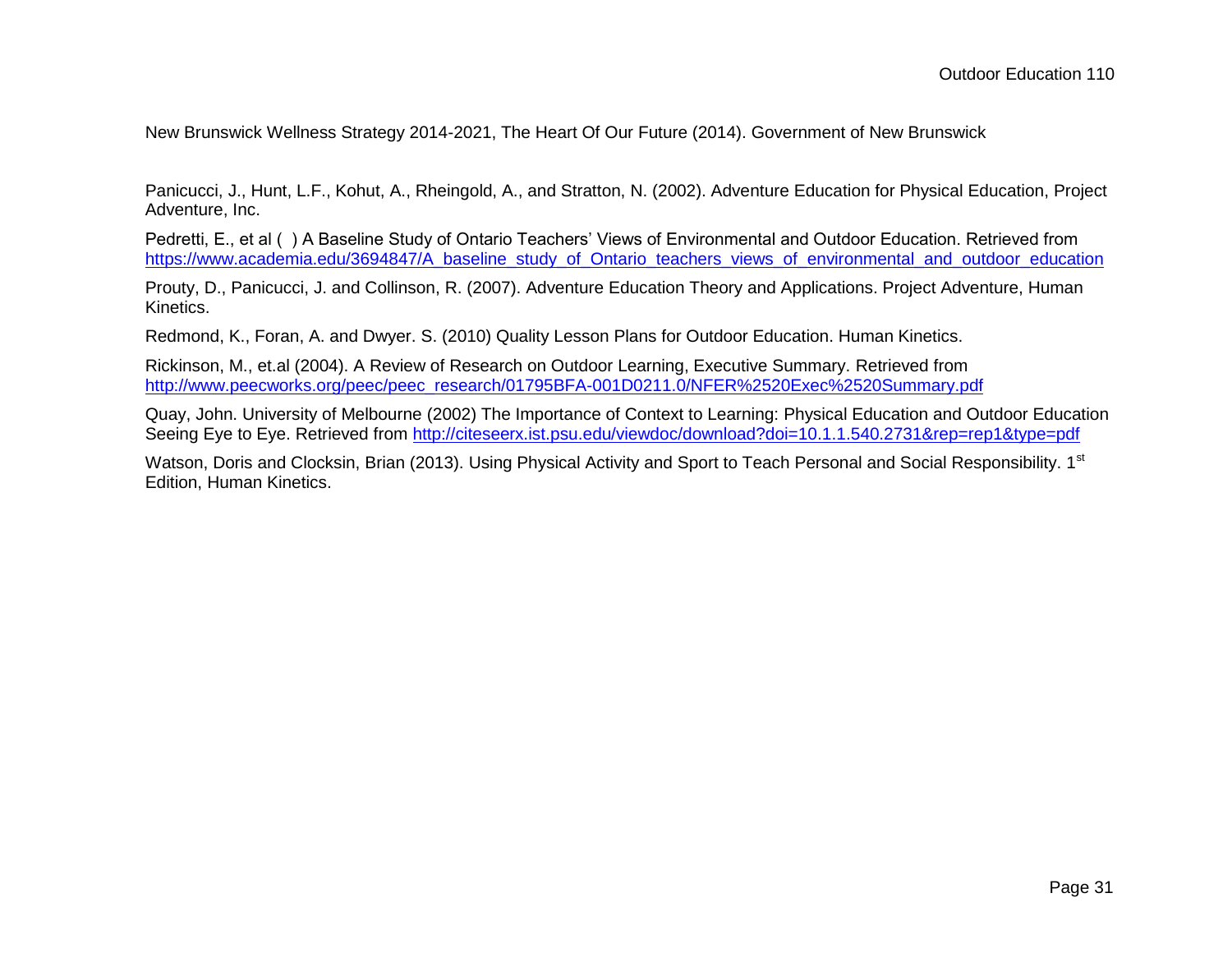New Brunswick Wellness Strategy 2014-2021, The Heart Of Our Future (2014). Government of New Brunswick

Panicucci, J., Hunt, L.F., Kohut, A., Rheingold, A., and Stratton, N. (2002). Adventure Education for Physical Education, Project Adventure, Inc.

Pedretti, E., et al ( ) A Baseline Study of Ontario Teachers' Views of Environmental and Outdoor Education. Retrieved from https://www.academia.edu/3694847/A_baseline_study_of_Ontario_teachers_views_of_environmental_and_outdoor_education

Prouty, D., Panicucci, J. and Collinson, R. (2007). Adventure Education Theory and Applications. Project Adventure, Human Kinetics.

Redmond, K., Foran, A. and Dwyer. S. (2010) Quality Lesson Plans for Outdoor Education. Human Kinetics.

Rickinson, M., et.al (2004). A Review of Research on Outdoor Learning, Executive Summary. Retrieved from http://www.peecworks.org/peec/peec_research/01795BFA-001D0211.0/NFER%2520Exec%2520Summary.pdf

Quay, John. University of Melbourne (2002) The Importance of Context to Learning: Physical Education and Outdoor Education Seeing Eye to Eye. Retrieved from http://citeseerx.ist.psu.edu/viewdoc/download?doi=10.1.1.540.2731&rep=rep1&type=pdf

Watson, Doris and Clocksin, Brian (2013). Using Physical Activity and Sport to Teach Personal and Social Responsibility. 1st Edition, Human Kinetics.